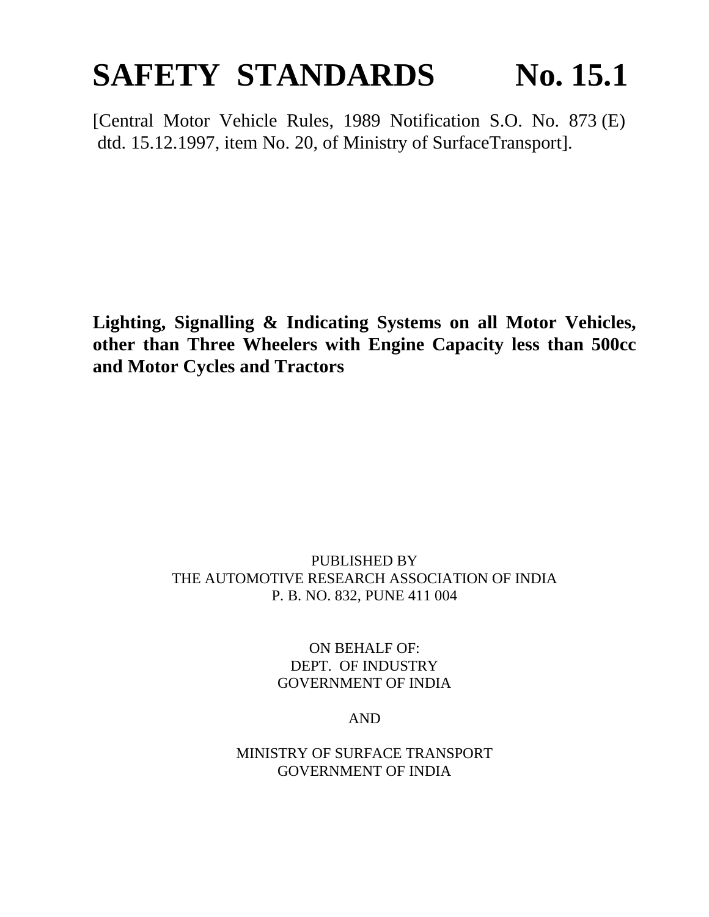# SAFETY STANDARDS No. 15.1

[Central Motor Vehicle Rules, 1989 Notification S.O. No. 873 (E) dtd. 15.12.1997, item No. 20, of Ministry of SurfaceTransport].

**Lighting, Signalling & Indicating Systems on all Motor Vehicles, other than Three Wheelers with Engine Capacity less than 500cc and Motor Cycles and Tractors**

PUBLISHED BY
THE AUTOMOTIVE RESEARCH ASSOCIATION OF INDIA
P. B. NO. 832, PUNE 411 004

ON BEHALF OF:
DEPT. OF INDUSTRY
GOVERNMENT OF INDIA

AND

MINISTRY OF SURFACE TRANSPORT
GOVERNMENT OF INDIA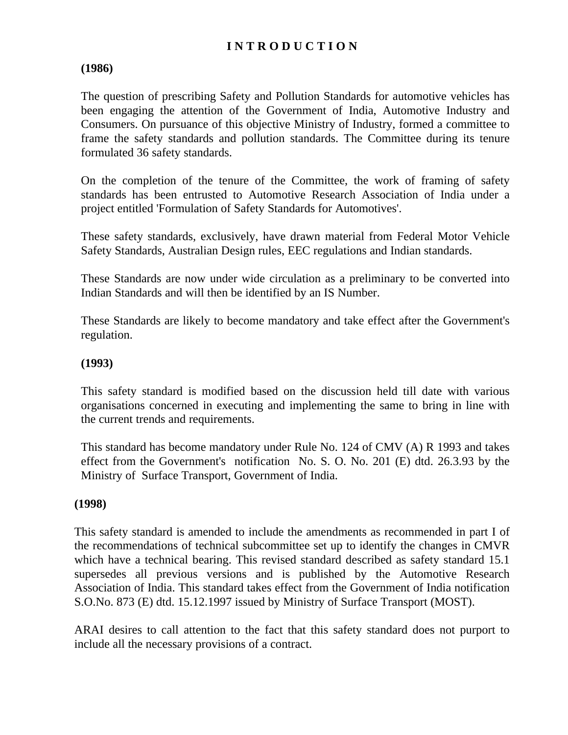# INTRODUCTION

**(1986)**

The question of prescribing Safety and Pollution Standards for automotive vehicles has been engaging the attention of the Government of India, Automotive Industry and Consumers. On pursuance of this objective Ministry of Industry, formed a committee to frame the safety standards and pollution standards. The Committee during its tenure formulated 36 safety standards.

On the completion of the tenure of the Committee, the work of framing of safety standards has been entrusted to Automotive Research Association of India under a project entitled 'Formulation of Safety Standards for Automotives'.

These safety standards, exclusively, have drawn material from Federal Motor Vehicle Safety Standards, Australian Design rules, EEC regulations and Indian standards.

These Standards are now under wide circulation as a preliminary to be converted into Indian Standards and will then be identified by an IS Number.

These Standards are likely to become mandatory and take effect after the Government's regulation.

**(1993)**

This safety standard is modified based on the discussion held till date with various organisations concerned in executing and implementing the same to bring in line with the current trends and requirements.

This standard has become mandatory under Rule No. 124 of CMV (A) R 1993 and takes effect from the Government's notification No. S. O. No. 201 (E) dtd. 26.3.93 by the Ministry of Surface Transport, Government of India.

**(1998)**

This safety standard is amended to include the amendments as recommended in part I of the recommendations of technical subcommittee set up to identify the changes in CMVR which have a technical bearing. This revised standard described as safety standard 15.1 supersedes all previous versions and is published by the Automotive Research Association of India. This standard takes effect from the Government of India notification S.O.No. 873 (E) dtd. 15.12.1997 issued by Ministry of Surface Transport (MOST).

ARAI desires to call attention to the fact that this safety standard does not purport to include all the necessary provisions of a contract.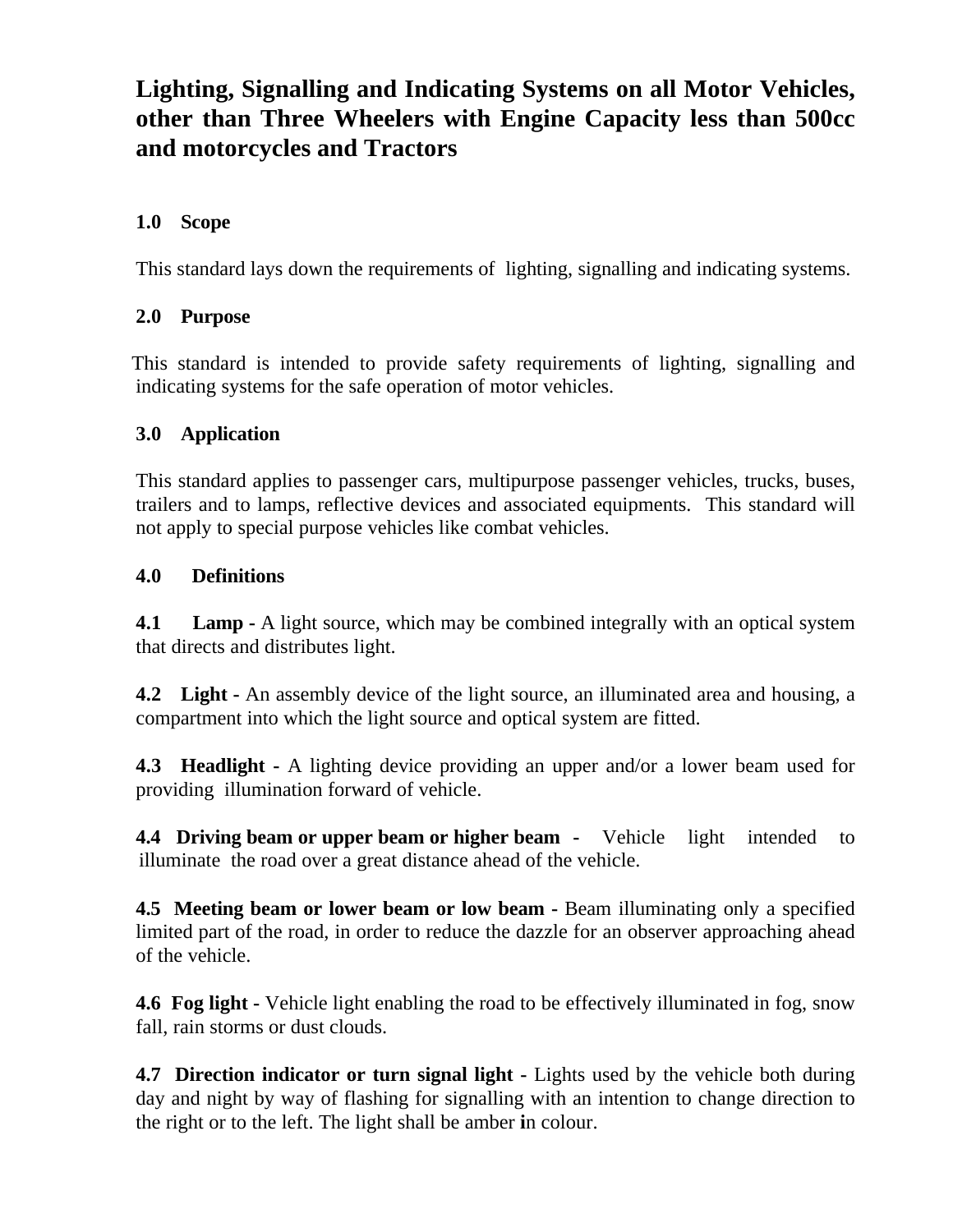# Lighting, Signalling and Indicating Systems on all Motor Vehicles, other than Three Wheelers with Engine Capacity less than 500cc and motorcycles and Tractors

## 1.0 Scope

This standard lays down the requirements of lighting, signalling and indicating systems.

## 2.0 Purpose

This standard is intended to provide safety requirements of lighting, signalling and indicating systems for the safe operation of motor vehicles.

## 3.0 Application

This standard applies to passenger cars, multipurpose passenger vehicles, trucks, buses, trailers and to lamps, reflective devices and associated equipments. This standard will not apply to special purpose vehicles like combat vehicles.

## 4.0 Definitions

**4.1 Lamp -** A light source, which may be combined integrally with an optical system that directs and distributes light.

**4.2 Light -** An assembly device of the light source, an illuminated area and housing, a compartment into which the light source and optical system are fitted.

**4.3 Headlight -** A lighting device providing an upper and/or a lower beam used for providing illumination forward of vehicle.

**4.4 Driving beam or upper beam or higher beam -** Vehicle light intended to illuminate the road over a great distance ahead of the vehicle.

**4.5 Meeting beam or lower beam or low beam -** Beam illuminating only a specified limited part of the road, in order to reduce the dazzle for an observer approaching ahead of the vehicle.

**4.6 Fog light -** Vehicle light enabling the road to be effectively illuminated in fog, snow fall, rain storms or dust clouds.

**4.7 Direction indicator or turn signal light -** Lights used by the vehicle both during day and night by way of flashing for signalling with an intention to change direction to the right or to the left. The light shall be amber in colour.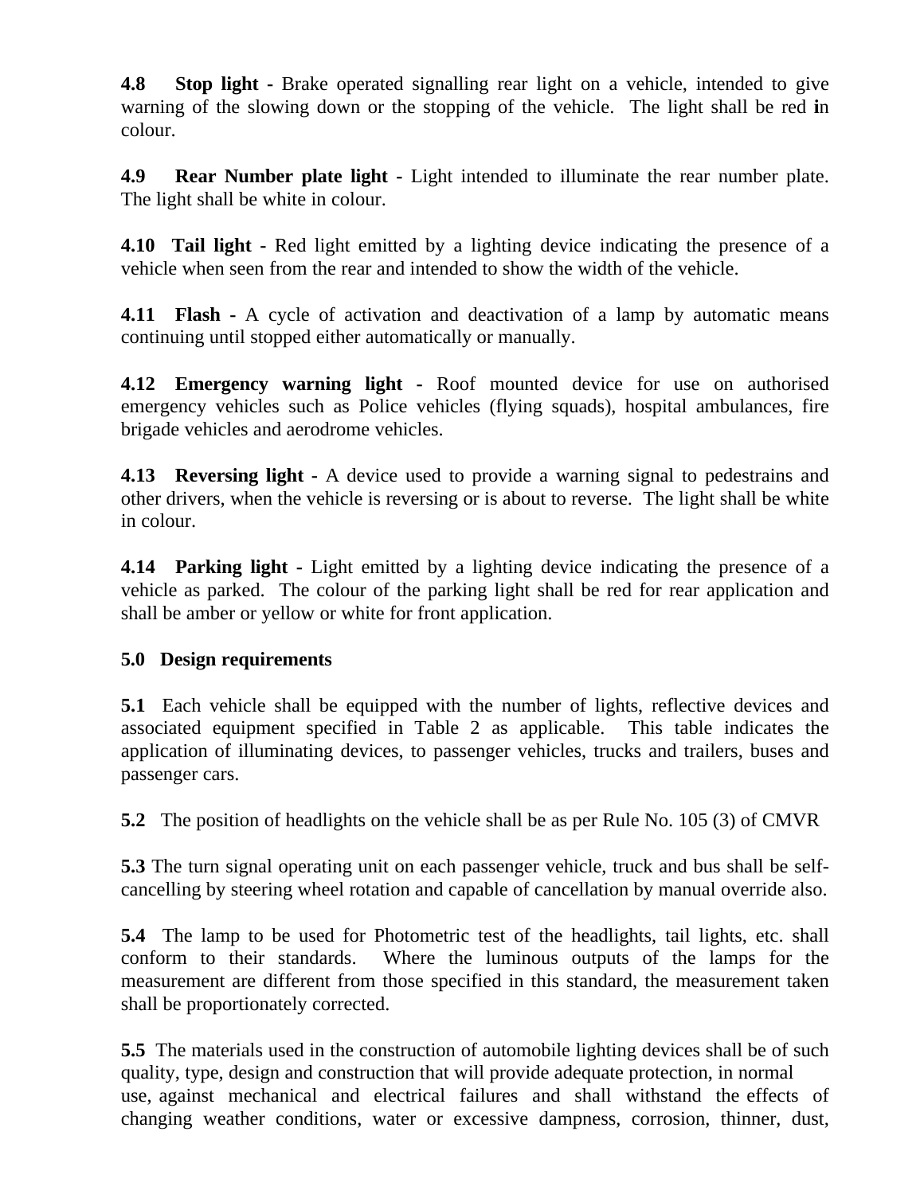**4.8 Stop light -** Brake operated signalling rear light on a vehicle, intended to give warning of the slowing down or the stopping of the vehicle. The light shall be red in colour.

**4.9 Rear Number plate light -** Light intended to illuminate the rear number plate. The light shall be white in colour.

**4.10 Tail light -** Red light emitted by a lighting device indicating the presence of a vehicle when seen from the rear and intended to show the width of the vehicle.

**4.11 Flash -** A cycle of activation and deactivation of a lamp by automatic means continuing until stopped either automatically or manually.

**4.12 Emergency warning light -** Roof mounted device for use on authorised emergency vehicles such as Police vehicles (flying squads), hospital ambulances, fire brigade vehicles and aerodrome vehicles.

**4.13 Reversing light -** A device used to provide a warning signal to pedestrains and other drivers, when the vehicle is reversing or is about to reverse. The light shall be white in colour.

**4.14 Parking light -** Light emitted by a lighting device indicating the presence of a vehicle as parked. The colour of the parking light shall be red for rear application and shall be amber or yellow or white for front application.

**5.0 Design requirements**

**5.1** Each vehicle shall be equipped with the number of lights, reflective devices and associated equipment specified in Table 2 as applicable. This table indicates the application of illuminating devices, to passenger vehicles, trucks and trailers, buses and passenger cars.

**5.2** The position of headlights on the vehicle shall be as per Rule No. 105 (3) of CMVR

**5.3** The turn signal operating unit on each passenger vehicle, truck and bus shall be self-cancelling by steering wheel rotation and capable of cancellation by manual override also.

**5.4** The lamp to be used for Photometric test of the headlights, tail lights, etc. shall conform to their standards. Where the luminous outputs of the lamps for the measurement are different from those specified in this standard, the measurement taken shall be proportionately corrected.

**5.5** The materials used in the construction of automobile lighting devices shall be of such quality, type, design and construction that will provide adequate protection, in normal use, against mechanical and electrical failures and shall withstand the effects of changing weather conditions, water or excessive dampness, corrosion, thinner, dust,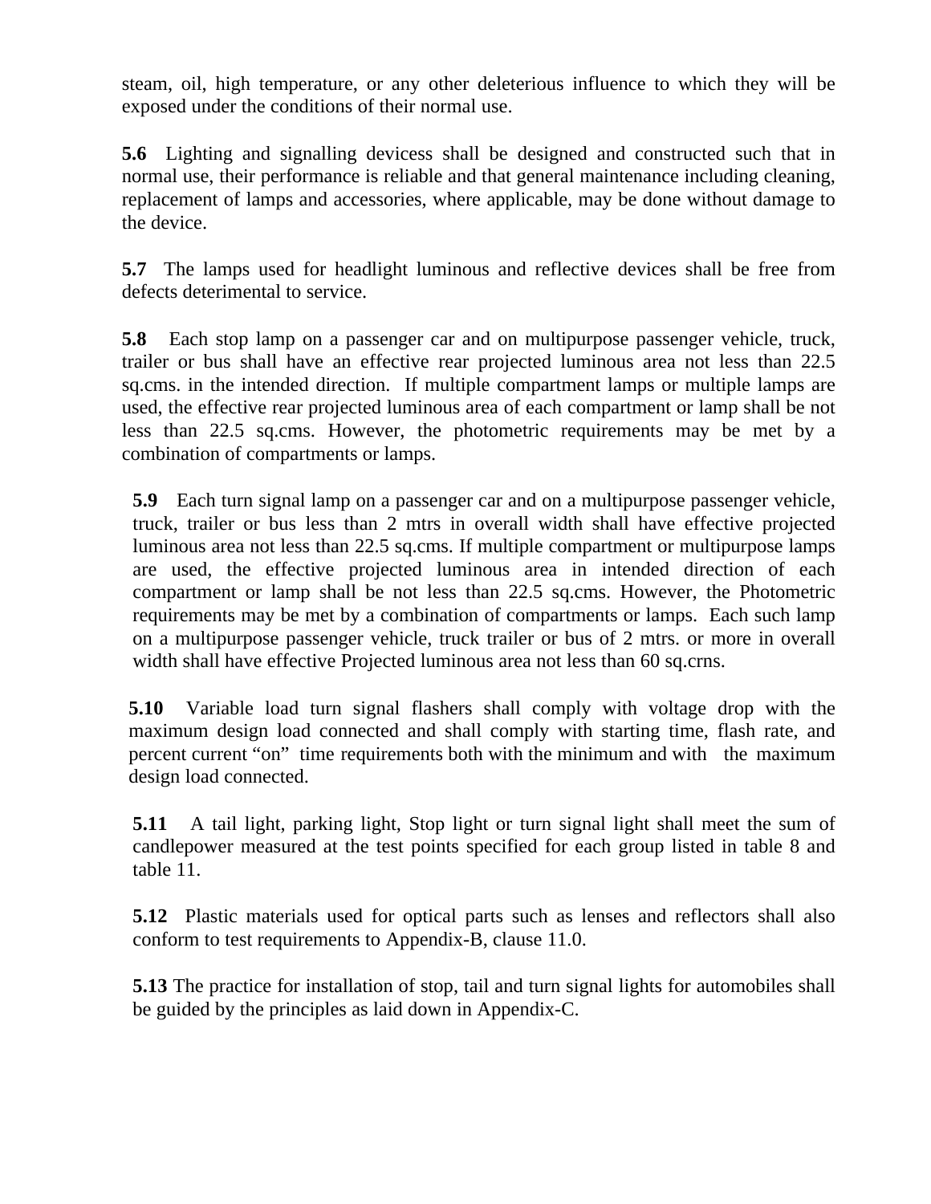steam, oil, high temperature, or any other deleterious influence to which they will be exposed under the conditions of their normal use.

**5.6** Lighting and signalling devicess shall be designed and constructed such that in normal use, their performance is reliable and that general maintenance including cleaning, replacement of lamps and accessories, where applicable, may be done without damage to the device.

**5.7** The lamps used for headlight luminous and reflective devices shall be free from defects deterimental to service.

**5.8** Each stop lamp on a passenger car and on multipurpose passenger vehicle, truck, trailer or bus shall have an effective rear projected luminous area not less than 22.5 sq.cms. in the intended direction. If multiple compartment lamps or multiple lamps are used, the effective rear projected luminous area of each compartment or lamp shall be not less than 22.5 sq.cms. However, the photometric requirements may be met by a combination of compartments or lamps.

**5.9** Each turn signal lamp on a passenger car and on a multipurpose passenger vehicle, truck, trailer or bus less than 2 mtrs in overall width shall have effective projected luminous area not less than 22.5 sq.cms. If multiple compartment or multipurpose lamps are used, the effective projected luminous area in intended direction of each compartment or lamp shall be not less than 22.5 sq.cms. However, the Photometric requirements may be met by a combination of compartments or lamps. Each such lamp on a multipurpose passenger vehicle, truck trailer or bus of 2 mtrs. or more in overall width shall have effective Projected luminous area not less than 60 sq.crns.

**5.10** Variable load turn signal flashers shall comply with voltage drop with the maximum design load connected and shall comply with starting time, flash rate, and percent current "on" time requirements both with the minimum and with the maximum design load connected.

**5.11** A tail light, parking light, Stop light or turn signal light shall meet the sum of candlepower measured at the test points specified for each group listed in table 8 and table 11.

**5.12** Plastic materials used for optical parts such as lenses and reflectors shall also conform to test requirements to Appendix-B, clause 11.0.

**5.13** The practice for installation of stop, tail and turn signal lights for automobiles shall be guided by the principles as laid down in Appendix-C.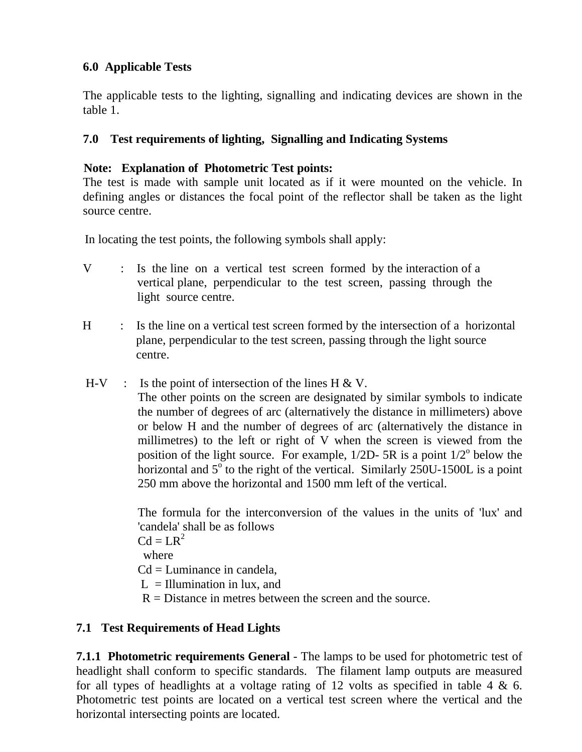### 6.0 Applicable Tests

The applicable tests to the lighting, signalling and indicating devices are shown in the table 1.

### 7.0 Test requirements of lighting, Signalling and Indicating Systems

**Note: Explanation of Photometric Test points:**
The test is made with sample unit located as if it were mounted on the vehicle. In defining angles or distances the focal point of the reflector shall be taken as the light source centre.

In locating the test points, the following symbols shall apply:

V : Is the line on a vertical test screen formed by the interaction of a vertical plane, perpendicular to the test screen, passing through the light source centre.

H : Is the line on a vertical test screen formed by the intersection of a horizontal plane, perpendicular to the test screen, passing through the light source centre.

H-V : Is the point of intersection of the lines H & V.
The other points on the screen are designated by similar symbols to indicate the number of degrees of arc (alternatively the distance in millimeters) above or below H and the number of degrees of arc (alternatively the distance in millimetres) to the left or right of V when the screen is viewed from the position of the light source. For example, 1/2D- 5R is a point $1/2^o$ below the horizontal and $5^o$ to the right of the vertical. Similarly 250U-1500L is a point 250 mm above the horizontal and 1500 mm left of the vertical.

The formula for the interconversion of the values in the units of 'lux' and 'candela' shall be as follows
$Cd = LR^2$
where
Cd = Luminance in candela,
L = Illumination in lux, and
R = Distance in metres between the screen and the source.

### 7.1 Test Requirements of Head Lights

**7.1.1 Photometric requirements General** - The lamps to be used for photometric test of headlight shall conform to specific standards. The filament lamp outputs are measured for all types of headlights at a voltage rating of 12 volts as specified in table 4 & 6. Photometric test points are located on a vertical test screen where the vertical and the horizontal intersecting points are located.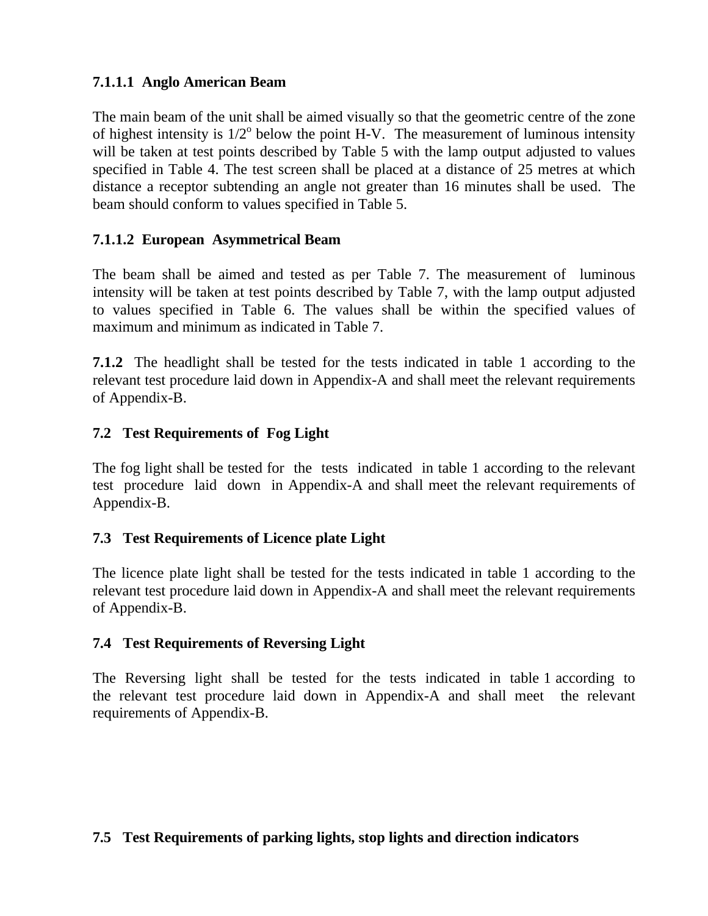#### 7.1.1.1 Anglo American Beam

The main beam of the unit shall be aimed visually so that the geometric centre of the zone of highest intensity is $1/2^{o}$ below the point H-V. The measurement of luminous intensity will be taken at test points described by Table 5 with the lamp output adjusted to values specified in Table 4. The test screen shall be placed at a distance of 25 metres at which distance a receptor subtending an angle not greater than 16 minutes shall be used. The beam should conform to values specified in Table 5.

#### 7.1.1.2 European Asymmetrical Beam

The beam shall be aimed and tested as per Table 7. The measurement of luminous intensity will be taken at test points described by Table 7, with the lamp output adjusted to values specified in Table 6. The values shall be within the specified values of maximum and minimum as indicated in Table 7.

**7.1.2** The headlight shall be tested for the tests indicated in table 1 according to the relevant test procedure laid down in Appendix-A and shall meet the relevant requirements of Appendix-B.

### 7.2 Test Requirements of Fog Light

The fog light shall be tested for the tests indicated in table 1 according to the relevant test procedure laid down in Appendix-A and shall meet the relevant requirements of Appendix-B.

### 7.3 Test Requirements of Licence plate Light

The licence plate light shall be tested for the tests indicated in table 1 according to the relevant test procedure laid down in Appendix-A and shall meet the relevant requirements of Appendix-B.

### 7.4 Test Requirements of Reversing Light

The Reversing light shall be tested for the tests indicated in table 1 according to the relevant test procedure laid down in Appendix-A and shall meet the relevant requirements of Appendix-B.

### 7.5 Test Requirements of parking lights, stop lights and direction indicators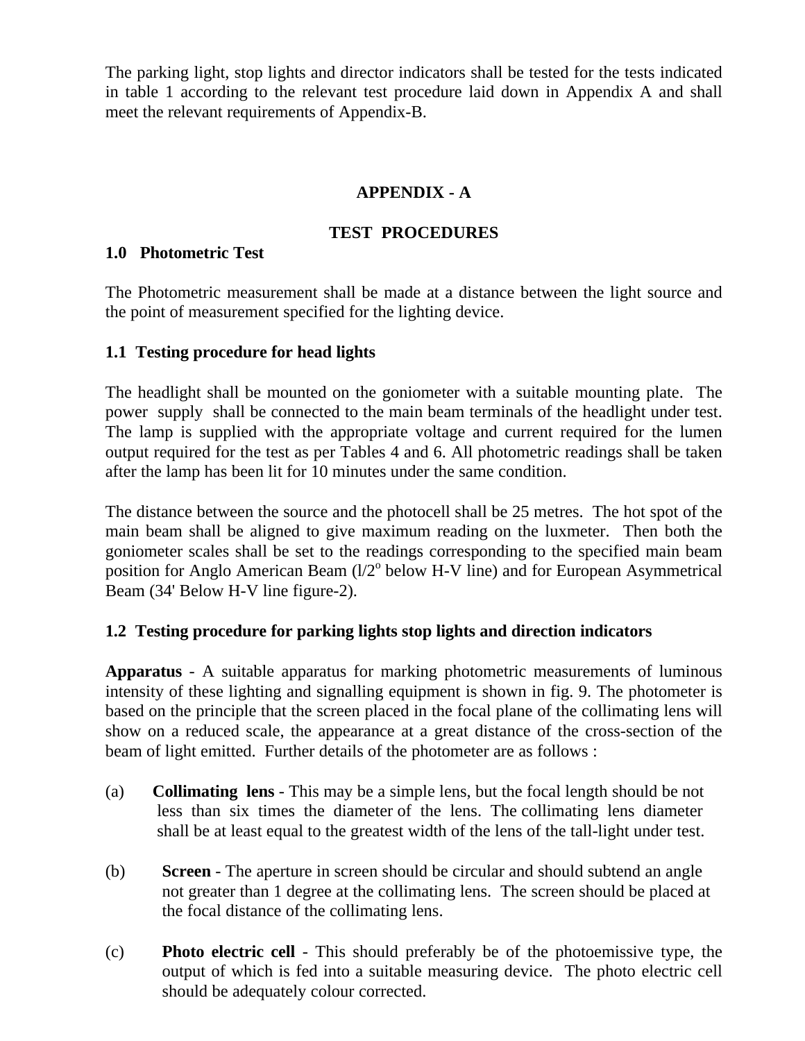The parking light, stop lights and director indicators shall be tested for the tests indicated in table 1 according to the relevant test procedure laid down in Appendix A and shall meet the relevant requirements of Appendix-B.

## APPENDIX - A

## TEST PROCEDURES

### 1.0 Photometric Test

The Photometric measurement shall be made at a distance between the light source and the point of measurement specified for the lighting device.

### 1.1 Testing procedure for head lights

The headlight shall be mounted on the goniometer with a suitable mounting plate. The power supply shall be connected to the main beam terminals of the headlight under test. The lamp is supplied with the appropriate voltage and current required for the lumen output required for the test as per Tables 4 and 6. All photometric readings shall be taken after the lamp has been lit for 10 minutes under the same condition.

The distance between the source and the photocell shall be 25 metres. The hot spot of the main beam shall be aligned to give maximum reading on the luxmeter. Then both the goniometer scales shall be set to the readings corresponding to the specified main beam position for Anglo American Beam (l/2$^{o}$ below H-V line) and for European Asymmetrical Beam (34' Below H-V line figure-2).

### 1.2 Testing procedure for parking lights stop lights and direction indicators

**Apparatus** - A suitable apparatus for marking photometric measurements of luminous intensity of these lighting and signalling equipment is shown in fig. 9. The photometer is based on the principle that the screen placed in the focal plane of the collimating lens will show on a reduced scale, the appearance at a great distance of the cross-section of the beam of light emitted. Further details of the photometer are as follows :

(a) **Collimating lens** - This may be a simple lens, but the focal length should be not less than six times the diameter of the lens. The collimating lens diameter shall be at least equal to the greatest width of the lens of the tall-light under test.

(b) **Screen** - The aperture in screen should be circular and should subtend an angle not greater than 1 degree at the collimating lens. The screen should be placed at the focal distance of the collimating lens.

(c) **Photo electric cell** - This should preferably be of the photoemissive type, the output of which is fed into a suitable measuring device. The photo electric cell should be adequately colour corrected.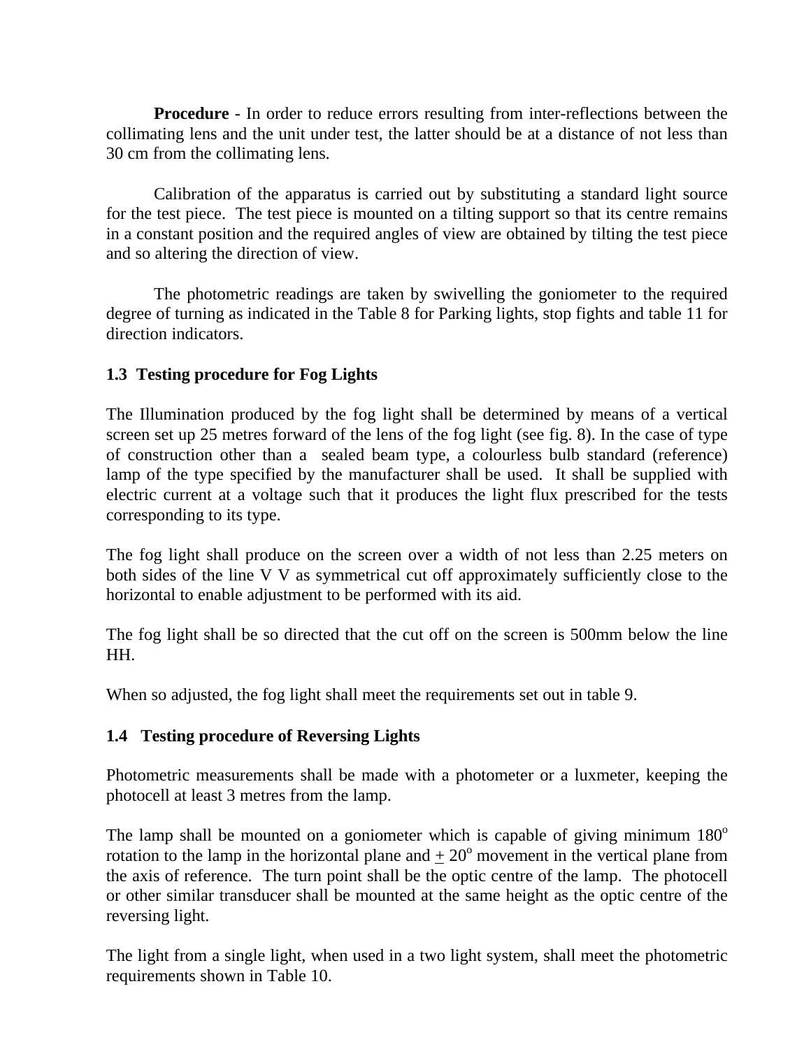**Procedure** - In order to reduce errors resulting from inter-reflections between the collimating lens and the unit under test, the latter should be at a distance of not less than 30 cm from the collimating lens.

Calibration of the apparatus is carried out by substituting a standard light source for the test piece. The test piece is mounted on a tilting support so that its centre remains in a constant position and the required angles of view are obtained by tilting the test piece and so altering the direction of view.

The photometric readings are taken by swivelling the goniometer to the required degree of turning as indicated in the Table 8 for Parking lights, stop fights and table 11 for direction indicators.

### 1.3 Testing procedure for Fog Lights

The Illumination produced by the fog light shall be determined by means of a vertical screen set up 25 metres forward of the lens of the fog light (see fig. 8). In the case of type of construction other than a sealed beam type, a colourless bulb standard (reference) lamp of the type specified by the manufacturer shall be used. It shall be supplied with electric current at a voltage such that it produces the light flux prescribed for the tests corresponding to its type.

The fog light shall produce on the screen over a width of not less than 2.25 meters on both sides of the line V V as symmetrical cut off approximately sufficiently close to the horizontal to enable adjustment to be performed with its aid.

The fog light shall be so directed that the cut off on the screen is 500mm below the line HH.

When so adjusted, the fog light shall meet the requirements set out in table 9.

### 1.4 Testing procedure of Reversing Lights

Photometric measurements shall be made with a photometer or a luxmeter, keeping the photocell at least 3 metres from the lamp.

The lamp shall be mounted on a goniometer which is capable of giving minimum $180^o$ rotation to the lamp in the horizontal plane and $\pm$ $20^o$ movement in the vertical plane from the axis of reference. The turn point shall be the optic centre of the lamp. The photocell or other similar transducer shall be mounted at the same height as the optic centre of the reversing light.

The light from a single light, when used in a two light system, shall meet the photometric requirements shown in Table 10.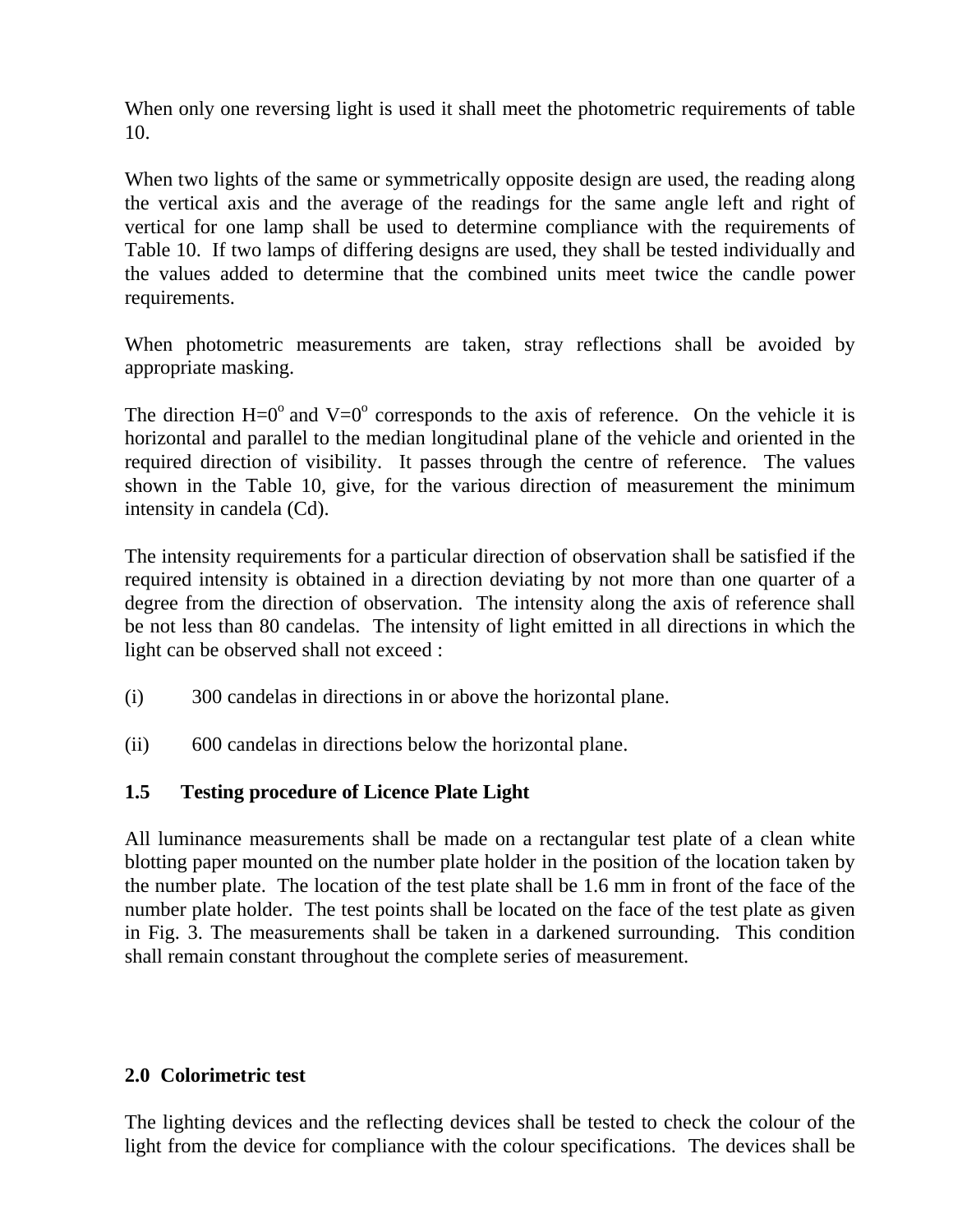When only one reversing light is used it shall meet the photometric requirements of table 10.

When two lights of the same or symmetrically opposite design are used, the reading along the vertical axis and the average of the readings for the same angle left and right of vertical for one lamp shall be used to determine compliance with the requirements of Table 10. If two lamps of differing designs are used, they shall be tested individually and the values added to determine that the combined units meet twice the candle power requirements.

When photometric measurements are taken, stray reflections shall be avoided by appropriate masking.

The direction $H=0^o$ and $V=0^o$ corresponds to the axis of reference. On the vehicle it is horizontal and parallel to the median longitudinal plane of the vehicle and oriented in the required direction of visibility. It passes through the centre of reference. The values shown in the Table 10, give, for the various direction of measurement the minimum intensity in candela (Cd).

The intensity requirements for a particular direction of observation shall be satisfied if the required intensity is obtained in a direction deviating by not more than one quarter of a degree from the direction of observation. The intensity along the axis of reference shall be not less than 80 candelas. The intensity of light emitted in all directions in which the light can be observed shall not exceed :

(i) 300 candelas in directions in or above the horizontal plane.

(ii) 600 candelas in directions below the horizontal plane.

### 1.5 Testing procedure of Licence Plate Light

All luminance measurements shall be made on a rectangular test plate of a clean white blotting paper mounted on the number plate holder in the position of the location taken by the number plate. The location of the test plate shall be 1.6 mm in front of the face of the number plate holder. The test points shall be located on the face of the test plate as given in Fig. 3. The measurements shall be taken in a darkened surrounding. This condition shall remain constant throughout the complete series of measurement.

## 2.0 Colorimetric test

The lighting devices and the reflecting devices shall be tested to check the colour of the light from the device for compliance with the colour specifications. The devices shall be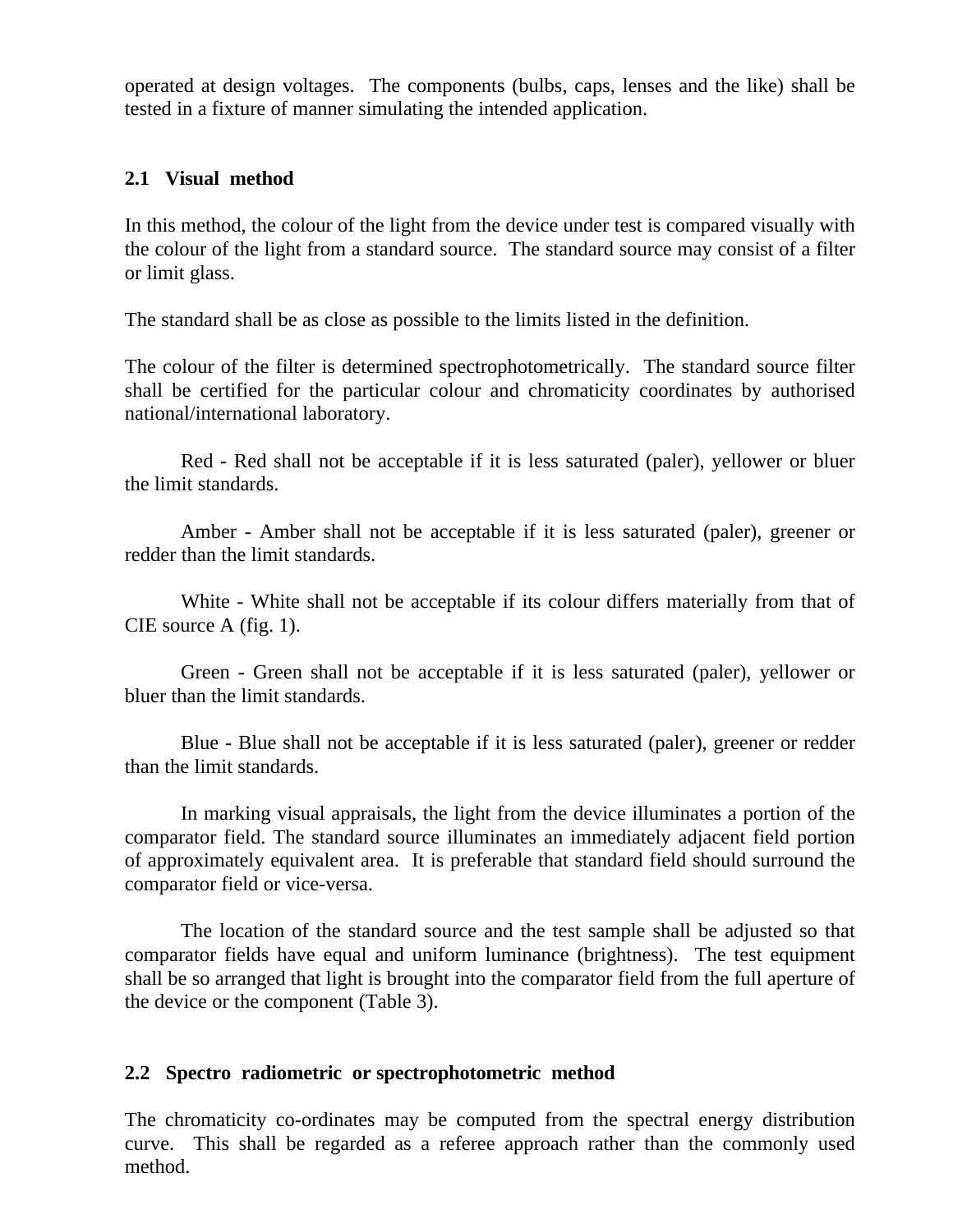operated at design voltages. The components (bulbs, caps, lenses and the like) shall be tested in a fixture of manner simulating the intended application.

### 2.1 Visual method

In this method, the colour of the light from the device under test is compared visually with the colour of the light from a standard source. The standard source may consist of a filter or limit glass.

The standard shall be as close as possible to the limits listed in the definition.

The colour of the filter is determined spectrophotometrically. The standard source filter shall be certified for the particular colour and chromaticity coordinates by authorised national/international laboratory.

Red - Red shall not be acceptable if it is less saturated (paler), yellower or bluer the limit standards.

Amber - Amber shall not be acceptable if it is less saturated (paler), greener or redder than the limit standards.

White - White shall not be acceptable if its colour differs materially from that of CIE source A (fig. 1).

Green - Green shall not be acceptable if it is less saturated (paler), yellower or bluer than the limit standards.

Blue - Blue shall not be acceptable if it is less saturated (paler), greener or redder than the limit standards.

In marking visual appraisals, the light from the device illuminates a portion of the comparator field. The standard source illuminates an immediately adjacent field portion of approximately equivalent area. It is preferable that standard field should surround the comparator field or vice-versa.

The location of the standard source and the test sample shall be adjusted so that comparator fields have equal and uniform luminance (brightness). The test equipment shall be so arranged that light is brought into the comparator field from the full aperture of the device or the component (Table 3).

### 2.2 Spectro radiometric or spectrophotometric method

The chromaticity co-ordinates may be computed from the spectral energy distribution curve. This shall be regarded as a referee approach rather than the commonly used method.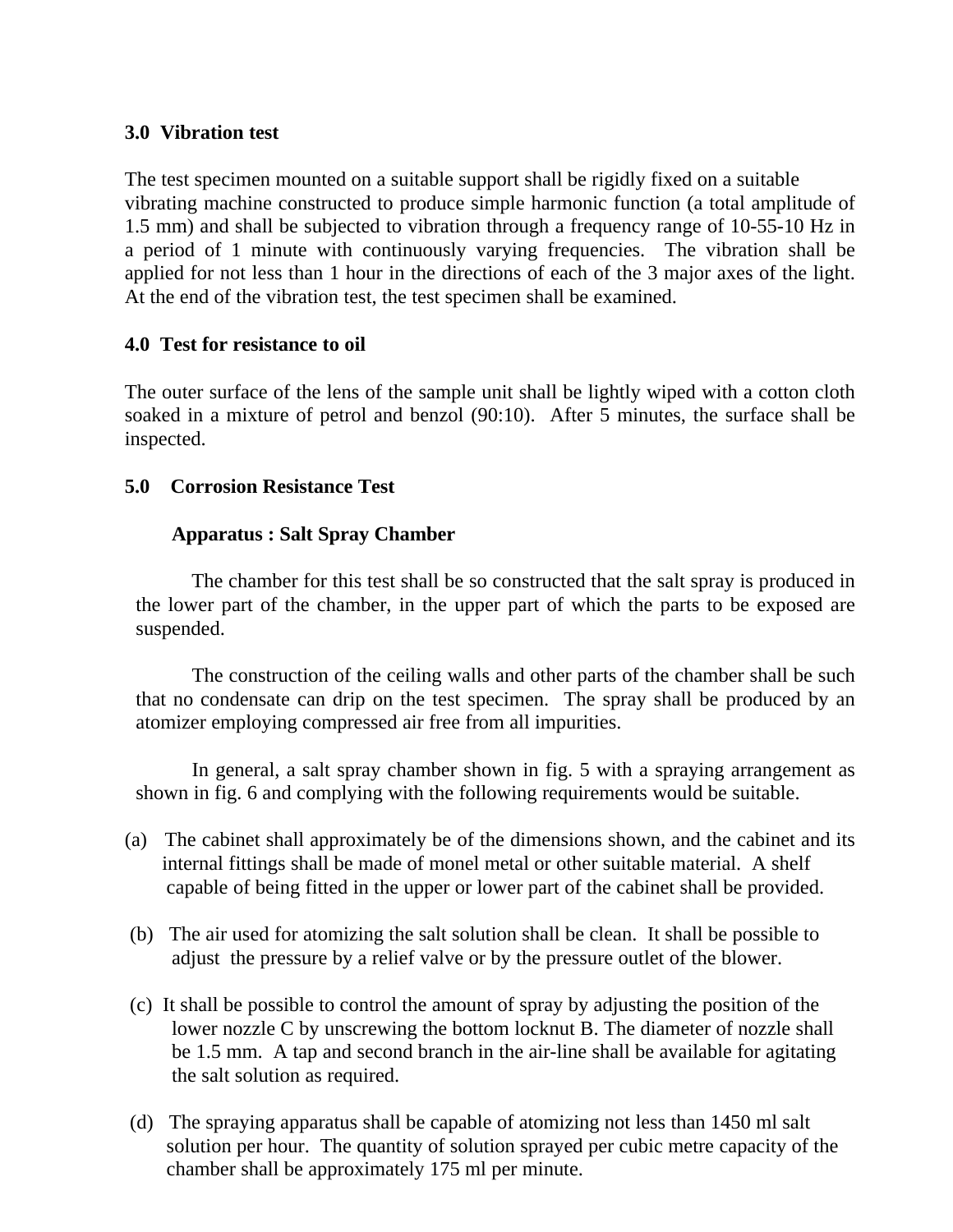**3.0 Vibration test**

The test specimen mounted on a suitable support shall be rigidly fixed on a suitable vibrating machine constructed to produce simple harmonic function (a total amplitude of 1.5 mm) and shall be subjected to vibration through a frequency range of 10-55-10 Hz in a period of 1 minute with continuously varying frequencies. The vibration shall be applied for not less than 1 hour in the directions of each of the 3 major axes of the light. At the end of the vibration test, the test specimen shall be examined.

**4.0 Test for resistance to oil**

The outer surface of the lens of the sample unit shall be lightly wiped with a cotton cloth soaked in a mixture of petrol and benzol (90:10). After 5 minutes, the surface shall be inspected.

**5.0 Corrosion Resistance Test**

**Apparatus : Salt Spray Chamber**

The chamber for this test shall be so constructed that the salt spray is produced in the lower part of the chamber, in the upper part of which the parts to be exposed are suspended.

The construction of the ceiling walls and other parts of the chamber shall be such that no condensate can drip on the test specimen. The spray shall be produced by an atomizer employing compressed air free from all impurities.

In general, a salt spray chamber shown in fig. 5 with a spraying arrangement as shown in fig. 6 and complying with the following requirements would be suitable.

(a) The cabinet shall approximately be of the dimensions shown, and the cabinet and its internal fittings shall be made of monel metal or other suitable material. A shelf capable of being fitted in the upper or lower part of the cabinet shall be provided.

(b) The air used for atomizing the salt solution shall be clean. It shall be possible to adjust the pressure by a relief valve or by the pressure outlet of the blower.

(c) It shall be possible to control the amount of spray by adjusting the position of the lower nozzle C by unscrewing the bottom locknut B. The diameter of nozzle shall be 1.5 mm. A tap and second branch in the air-line shall be available for agitating the salt solution as required.

(d) The spraying apparatus shall be capable of atomizing not less than 1450 ml salt solution per hour. The quantity of solution sprayed per cubic metre capacity of the chamber shall be approximately 175 ml per minute.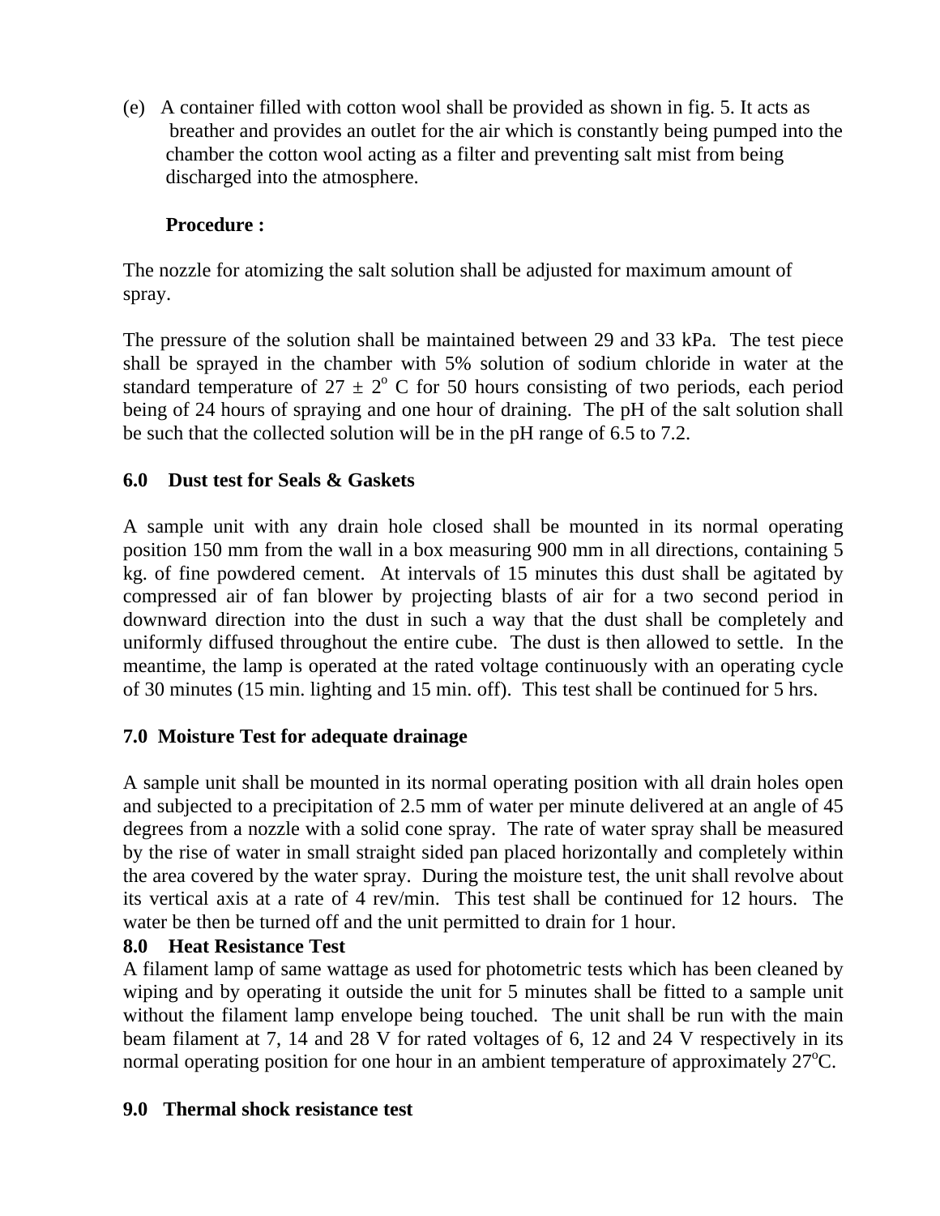(e) A container filled with cotton wool shall be provided as shown in fig. 5. It acts as breather and provides an outlet for the air which is constantly being pumped into the chamber the cotton wool acting as a filter and preventing salt mist from being discharged into the atmosphere.

**Procedure :**

The nozzle for atomizing the salt solution shall be adjusted for maximum amount of spray.

The pressure of the solution shall be maintained between 29 and 33 kPa. The test piece shall be sprayed in the chamber with 5% solution of sodium chloride in water at the standard temperature of $27 \pm 2^{o}$ C for 50 hours consisting of two periods, each period being of 24 hours of spraying and one hour of draining. The pH of the salt solution shall be such that the collected solution will be in the pH range of 6.5 to 7.2.

**6.0 Dust test for Seals & Gaskets**

A sample unit with any drain hole closed shall be mounted in its normal operating position 150 mm from the wall in a box measuring 900 mm in all directions, containing 5 kg. of fine powdered cement. At intervals of 15 minutes this dust shall be agitated by compressed air of fan blower by projecting blasts of air for a two second period in downward direction into the dust in such a way that the dust shall be completely and uniformly diffused throughout the entire cube. The dust is then allowed to settle. In the meantime, the lamp is operated at the rated voltage continuously with an operating cycle of 30 minutes (15 min. lighting and 15 min. off). This test shall be continued for 5 hrs.

**7.0 Moisture Test for adequate drainage**

A sample unit shall be mounted in its normal operating position with all drain holes open and subjected to a precipitation of 2.5 mm of water per minute delivered at an angle of 45 degrees from a nozzle with a solid cone spray. The rate of water spray shall be measured by the rise of water in small straight sided pan placed horizontally and completely within the area covered by the water spray. During the moisture test, the unit shall revolve about its vertical axis at a rate of 4 rev/min. This test shall be continued for 12 hours. The water be then be turned off and the unit permitted to drain for 1 hour.

**8.0 Heat Resistance Test**

A filament lamp of same wattage as used for photometric tests which has been cleaned by wiping and by operating it outside the unit for 5 minutes shall be fitted to a sample unit without the filament lamp envelope being touched. The unit shall be run with the main beam filament at 7, 14 and 28 V for rated voltages of 6, 12 and 24 V respectively in its normal operating position for one hour in an ambient temperature of approximately $27^{o}$C.

**9.0 Thermal shock resistance test**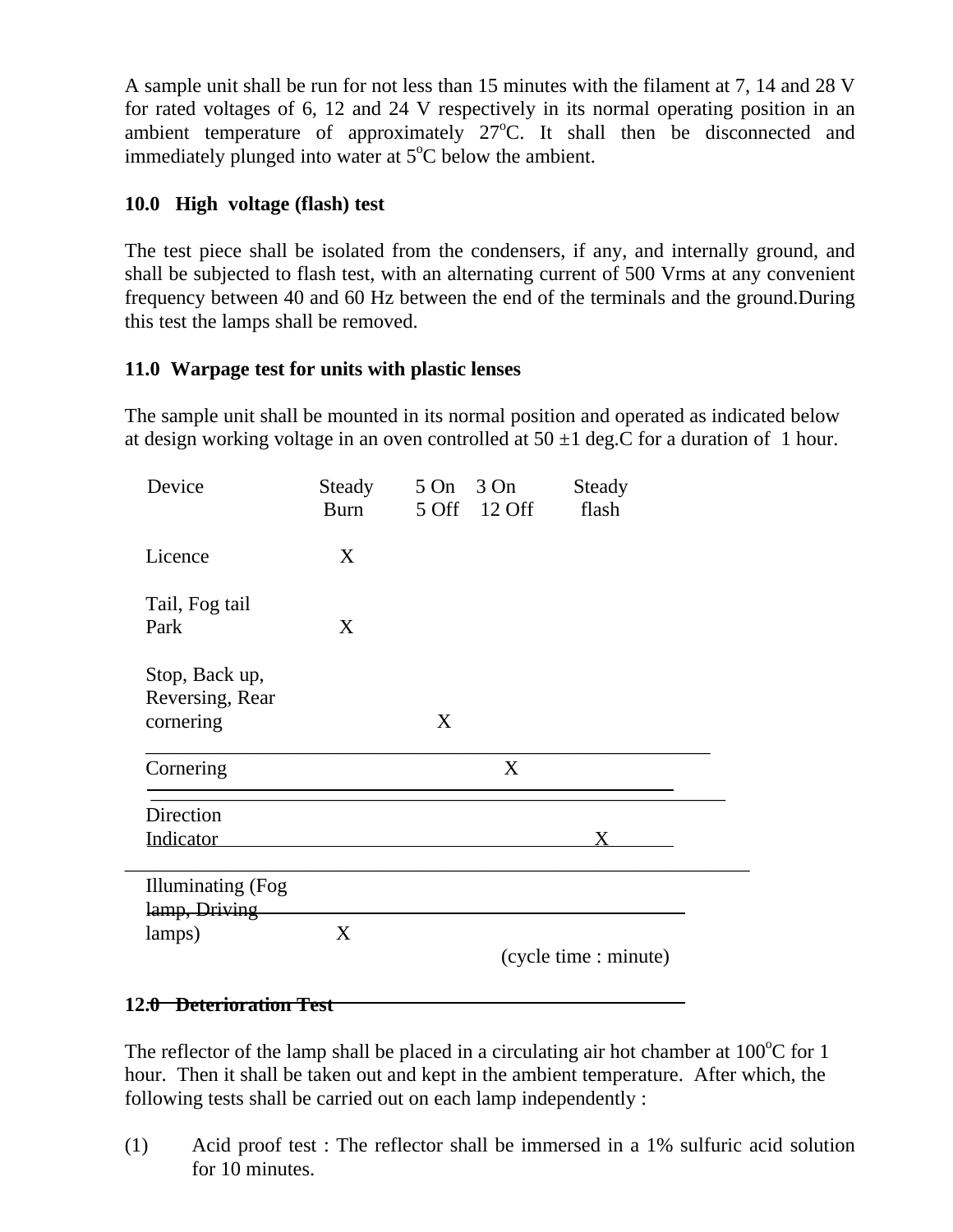A sample unit shall be run for not less than 15 minutes with the filament at 7, 14 and 28 V for rated voltages of 6, 12 and 24 V respectively in its normal operating position in an ambient temperature of approximately 27$^{o}$C. It shall then be disconnected and immediately plunged into water at 5$^{o}$C below the ambient.

## 10.0 High voltage (flash) test

The test piece shall be isolated from the condensers, if any, and internally ground, and shall be subjected to flash test, with an alternating current of 500 Vrms at any convenient frequency between 40 and 60 Hz between the end of the terminals and the ground.During this test the lamps shall be removed.

## 11.0 Warpage test for units with plastic lenses

The sample unit shall be mounted in its normal position and operated as indicated below at design working voltage in an oven controlled at 50 ±1 deg.C for a duration of 1 hour.

| Device | Steady Burn | 5 On 5 Off | 3 On 12 Off | Steady flash |
|---|---|---|---|---|
| Licence | X | | | |
| Tail, Fog tail Park | X | | | |
| Stop, Back up, Reversing, Rear cornering | | X | | |
| Cornering | | | X | |
| Direction Indicator | | | | X |
| Illuminating (Fog lamp, Driving lamps) | X | | | |

(cycle time : minute)

## 12.0 Deterioration Test

The reflector of the lamp shall be placed in a circulating air hot chamber at 100$^{o}$C for 1 hour. Then it shall be taken out and kept in the ambient temperature. After which, the following tests shall be carried out on each lamp independently :

(1) Acid proof test : The reflector shall be immersed in a 1% sulfuric acid solution for 10 minutes.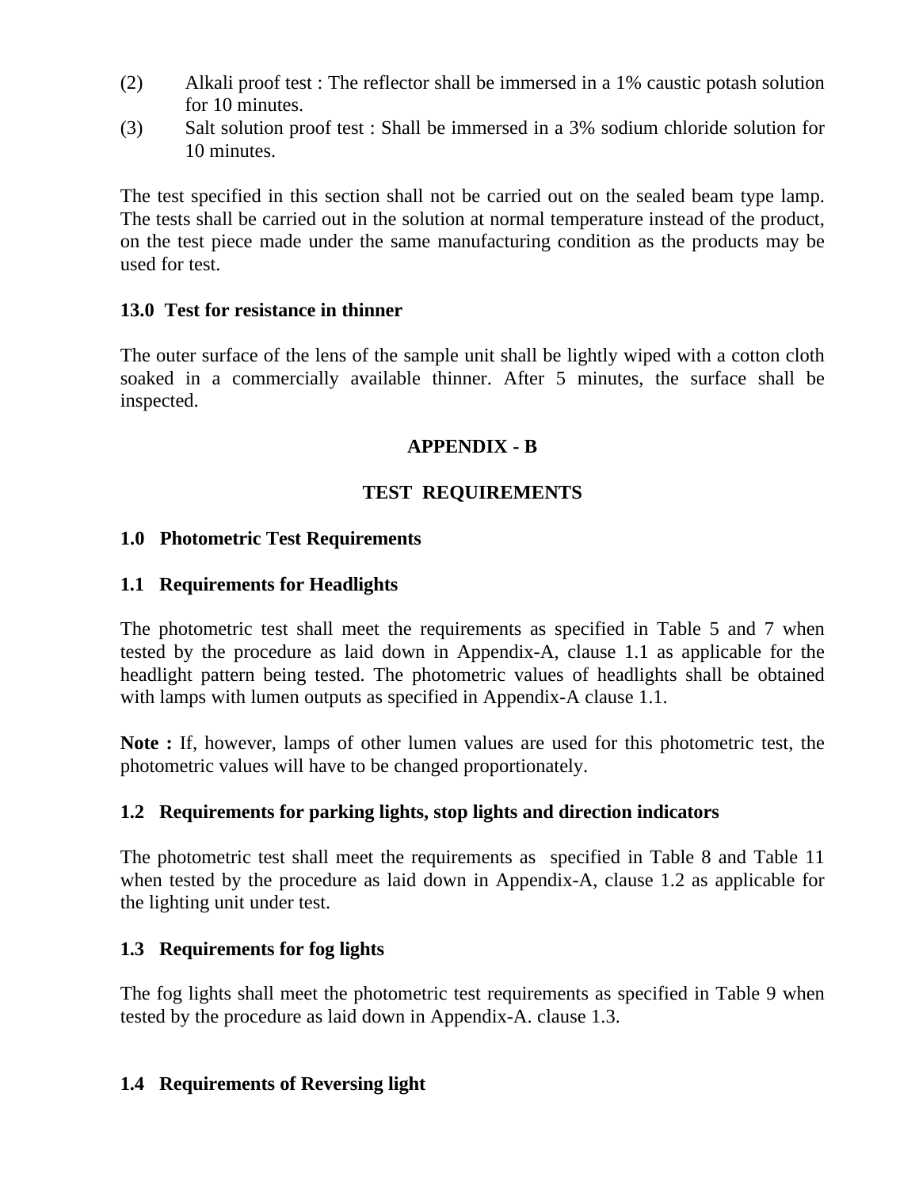(2) Alkali proof test : The reflector shall be immersed in a 1% caustic potash solution for 10 minutes.

(3) Salt solution proof test : Shall be immersed in a 3% sodium chloride solution for 10 minutes.

The test specified in this section shall not be carried out on the sealed beam type lamp. The tests shall be carried out in the solution at normal temperature instead of the product, on the test piece made under the same manufacturing condition as the products may be used for test.

**13.0 Test for resistance in thinner**

The outer surface of the lens of the sample unit shall be lightly wiped with a cotton cloth soaked in a commercially available thinner. After 5 minutes, the surface shall be inspected.

## APPENDIX - B

## TEST REQUIREMENTS

### 1.0 Photometric Test Requirements

### 1.1 Requirements for Headlights

The photometric test shall meet the requirements as specified in Table 5 and 7 when tested by the procedure as laid down in Appendix-A, clause 1.1 as applicable for the headlight pattern being tested. The photometric values of headlights shall be obtained with lamps with lumen outputs as specified in Appendix-A clause 1.1.

**Note :** If, however, lamps of other lumen values are used for this photometric test, the photometric values will have to be changed proportionately.

### 1.2 Requirements for parking lights, stop lights and direction indicators

The photometric test shall meet the requirements as specified in Table 8 and Table 11 when tested by the procedure as laid down in Appendix-A, clause 1.2 as applicable for the lighting unit under test.

### 1.3 Requirements for fog lights

The fog lights shall meet the photometric test requirements as specified in Table 9 when tested by the procedure as laid down in Appendix-A. clause 1.3.

### 1.4 Requirements of Reversing light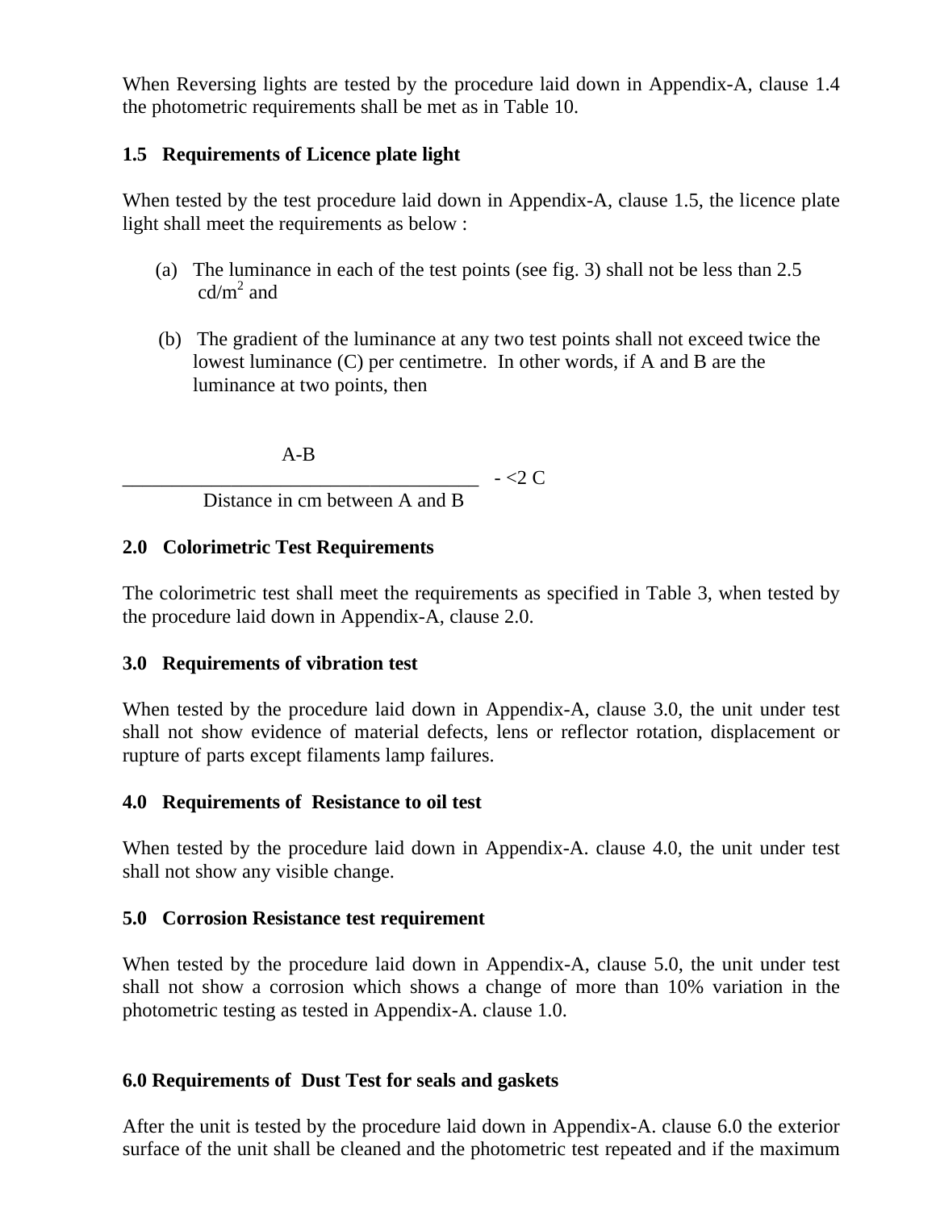When Reversing lights are tested by the procedure laid down in Appendix-A, clause 1.4 the photometric requirements shall be met as in Table 10.

### 1.5 Requirements of Licence plate light

When tested by the test procedure laid down in Appendix-A, clause 1.5, the licence plate light shall meet the requirements as below :

(a) The luminance in each of the test points (see fig. 3) shall not be less than 2.5 $cd/m^2$ and

(b) The gradient of the luminance at any two test points shall not exceed twice the lowest luminance (C) per centimetre. In other words, if A and B are the luminance at two points, then

$$\frac{A-B}{\text{Distance in cm between A and B}} - <2\ C$$

### 2.0 Colorimetric Test Requirements

The colorimetric test shall meet the requirements as specified in Table 3, when tested by the procedure laid down in Appendix-A, clause 2.0.

### 3.0 Requirements of vibration test

When tested by the procedure laid down in Appendix-A, clause 3.0, the unit under test shall not show evidence of material defects, lens or reflector rotation, displacement or rupture of parts except filaments lamp failures.

### 4.0 Requirements of Resistance to oil test

When tested by the procedure laid down in Appendix-A. clause 4.0, the unit under test shall not show any visible change.

### 5.0 Corrosion Resistance test requirement

When tested by the procedure laid down in Appendix-A, clause 5.0, the unit under test shall not show a corrosion which shows a change of more than 10% variation in the photometric testing as tested in Appendix-A. clause 1.0.

### 6.0 Requirements of Dust Test for seals and gaskets

After the unit is tested by the procedure laid down in Appendix-A. clause 6.0 the exterior surface of the unit shall be cleaned and the photometric test repeated and if the maximum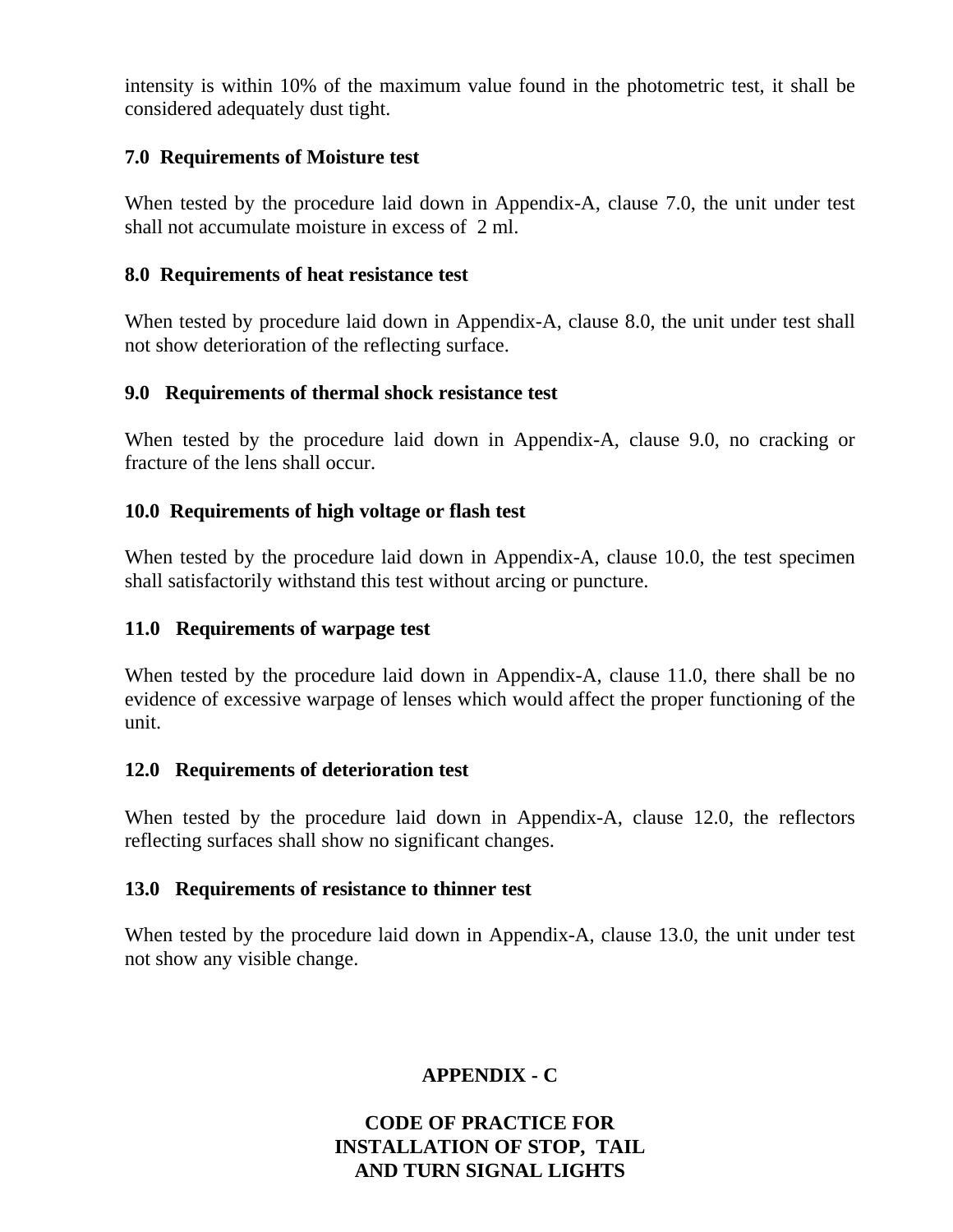intensity is within 10% of the maximum value found in the photometric test, it shall be considered adequately dust tight.

**7.0 Requirements of Moisture test**

When tested by the procedure laid down in Appendix-A, clause 7.0, the unit under test shall not accumulate moisture in excess of 2 ml.

**8.0 Requirements of heat resistance test**

When tested by procedure laid down in Appendix-A, clause 8.0, the unit under test shall not show deterioration of the reflecting surface.

**9.0 Requirements of thermal shock resistance test**

When tested by the procedure laid down in Appendix-A, clause 9.0, no cracking or fracture of the lens shall occur.

**10.0 Requirements of high voltage or flash test**

When tested by the procedure laid down in Appendix-A, clause 10.0, the test specimen shall satisfactorily withstand this test without arcing or puncture.

**11.0 Requirements of warpage test**

When tested by the procedure laid down in Appendix-A, clause 11.0, there shall be no evidence of excessive warpage of lenses which would affect the proper functioning of the unit.

**12.0 Requirements of deterioration test**

When tested by the procedure laid down in Appendix-A, clause 12.0, the reflectors reflecting surfaces shall show no significant changes.

**13.0 Requirements of resistance to thinner test**

When tested by the procedure laid down in Appendix-A, clause 13.0, the unit under test not show any visible change.

# APPENDIX - C

## CODE OF PRACTICE FOR INSTALLATION OF STOP, TAIL AND TURN SIGNAL LIGHTS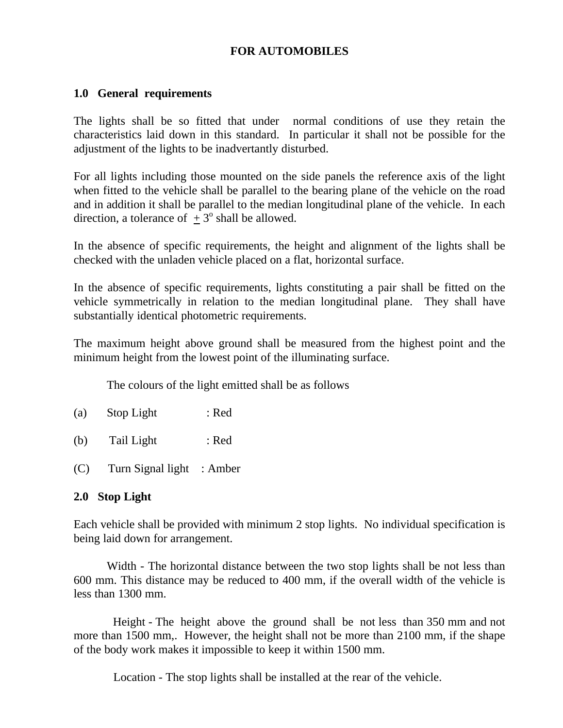**FOR AUTOMOBILES**

## 1.0 General requirements

The lights shall be so fitted that under normal conditions of use they retain the characteristics laid down in this standard. In particular it shall not be possible for the adjustment of the lights to be inadvertantly disturbed.

For all lights including those mounted on the side panels the reference axis of the light when fitted to the vehicle shall be parallel to the bearing plane of the vehicle on the road and in addition it shall be parallel to the median longitudinal plane of the vehicle. In each direction, a tolerance of $\pm 3^{o}$ shall be allowed.

In the absence of specific requirements, the height and alignment of the lights shall be checked with the unladen vehicle placed on a flat, horizontal surface.

In the absence of specific requirements, lights constituting a pair shall be fitted on the vehicle symmetrically in relation to the median longitudinal plane. They shall have substantially identical photometric requirements.

The maximum height above ground shall be measured from the highest point and the minimum height from the lowest point of the illuminating surface.

The colours of the light emitted shall be as follows

(a) Stop Light : Red

(b) Tail Light : Red

(C) Turn Signal light : Amber

## 2.0 Stop Light

Each vehicle shall be provided with minimum 2 stop lights. No individual specification is being laid down for arrangement.

Width - The horizontal distance between the two stop lights shall be not less than 600 mm. This distance may be reduced to 400 mm, if the overall width of the vehicle is less than 1300 mm.

Height - The height above the ground shall be not less than 350 mm and not more than 1500 mm,. However, the height shall not be more than 2100 mm, if the shape of the body work makes it impossible to keep it within 1500 mm.

Location - The stop lights shall be installed at the rear of the vehicle.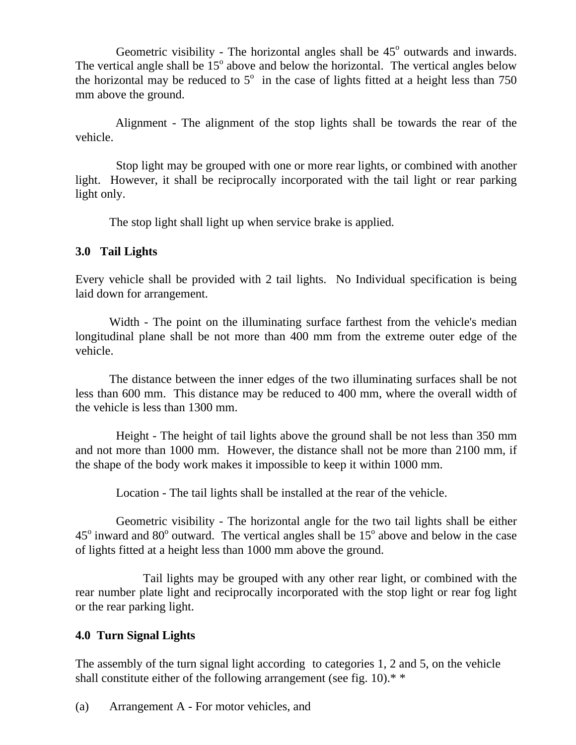Geometric visibility - The horizontal angles shall be $45^o$ outwards and inwards. The vertical angle shall be $15^o$ above and below the horizontal. The vertical angles below the horizontal may be reduced to $5^o$ in the case of lights fitted at a height less than 750 mm above the ground.

Alignment - The alignment of the stop lights shall be towards the rear of the vehicle.

Stop light may be grouped with one or more rear lights, or combined with another light. However, it shall be reciprocally incorporated with the tail light or rear parking light only.

The stop light shall light up when service brake is applied.

### 3.0 Tail Lights

Every vehicle shall be provided with 2 tail lights. No Individual specification is being laid down for arrangement.

Width - The point on the illuminating surface farthest from the vehicle's median longitudinal plane shall be not more than 400 mm from the extreme outer edge of the vehicle.

The distance between the inner edges of the two illuminating surfaces shall be not less than 600 mm. This distance may be reduced to 400 mm, where the overall width of the vehicle is less than 1300 mm.

Height - The height of tail lights above the ground shall be not less than 350 mm and not more than 1000 mm. However, the distance shall not be more than 2100 mm, if the shape of the body work makes it impossible to keep it within 1000 mm.

Location - The tail lights shall be installed at the rear of the vehicle.

Geometric visibility - The horizontal angle for the two tail lights shall be either $45^o$ inward and $80^o$ outward. The vertical angles shall be $15^o$ above and below in the case of lights fitted at a height less than 1000 mm above the ground.

Tail lights may be grouped with any other rear light, or combined with the rear number plate light and reciprocally incorporated with the stop light or rear fog light or the rear parking light.

### 4.0 Turn Signal Lights

The assembly of the turn signal light according to categories 1, 2 and 5, on the vehicle shall constitute either of the following arrangement (see fig. 10).* *

(a) Arrangement A - For motor vehicles, and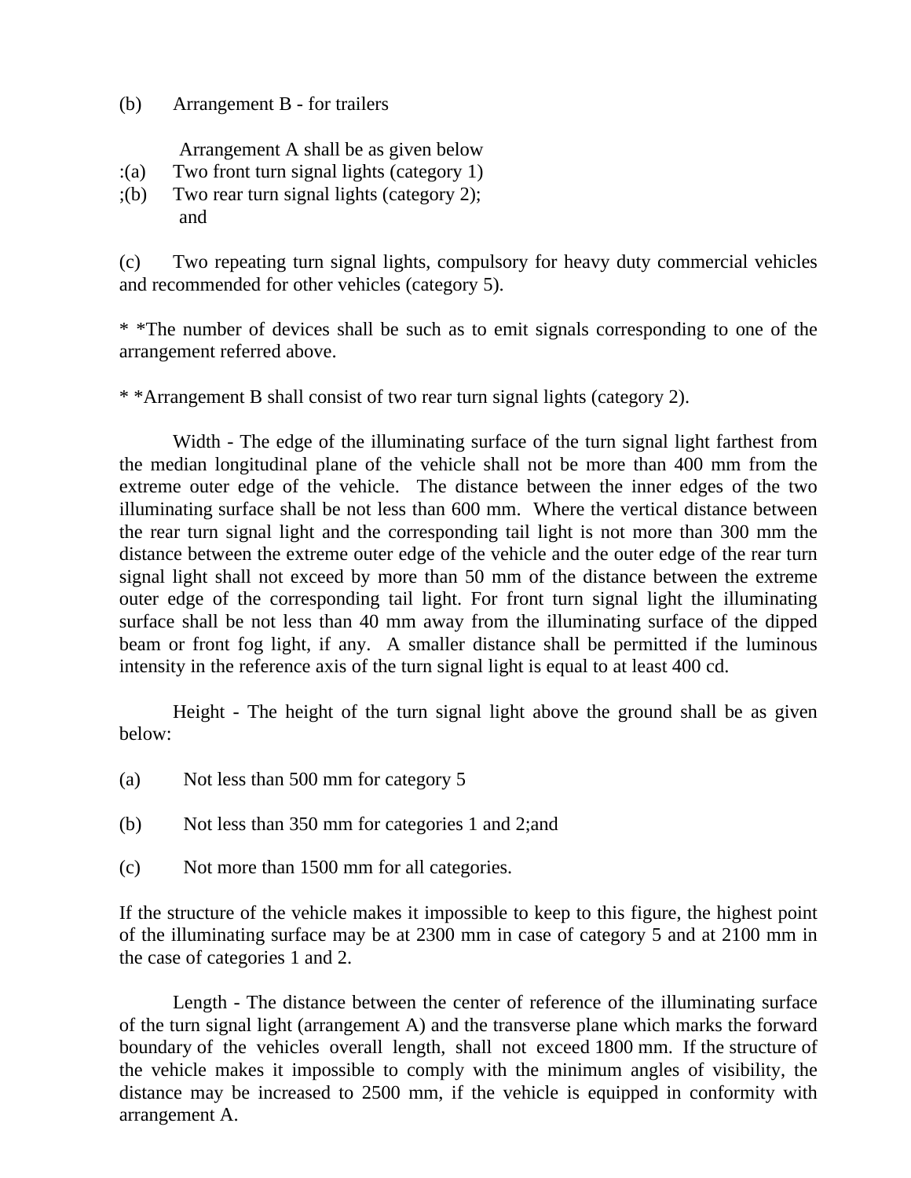(b) Arrangement B - for trailers

Arrangement A shall be as given below

:(a) Two front turn signal lights (category 1)

;(b) Two rear turn signal lights (category 2); and

(c) Two repeating turn signal lights, compulsory for heavy duty commercial vehicles and recommended for other vehicles (category 5).

* *The number of devices shall be such as to emit signals corresponding to one of the arrangement referred above.

* *Arrangement B shall consist of two rear turn signal lights (category 2).

Width - The edge of the illuminating surface of the turn signal light farthest from the median longitudinal plane of the vehicle shall not be more than 400 mm from the extreme outer edge of the vehicle. The distance between the inner edges of the two illuminating surface shall be not less than 600 mm. Where the vertical distance between the rear turn signal light and the corresponding tail light is not more than 300 mm the distance between the extreme outer edge of the vehicle and the outer edge of the rear turn signal light shall not exceed by more than 50 mm of the distance between the extreme outer edge of the corresponding tail light. For front turn signal light the illuminating surface shall be not less than 40 mm away from the illuminating surface of the dipped beam or front fog light, if any. A smaller distance shall be permitted if the luminous intensity in the reference axis of the turn signal light is equal to at least 400 cd.

Height - The height of the turn signal light above the ground shall be as given below:

(a) Not less than 500 mm for category 5

(b) Not less than 350 mm for categories 1 and 2;and

(c) Not more than 1500 mm for all categories.

If the structure of the vehicle makes it impossible to keep to this figure, the highest point of the illuminating surface may be at 2300 mm in case of category 5 and at 2100 mm in the case of categories 1 and 2.

Length - The distance between the center of reference of the illuminating surface of the turn signal light (arrangement A) and the transverse plane which marks the forward boundary of the vehicles overall length, shall not exceed 1800 mm. If the structure of the vehicle makes it impossible to comply with the minimum angles of visibility, the distance may be increased to 2500 mm, if the vehicle is equipped in conformity with arrangement A.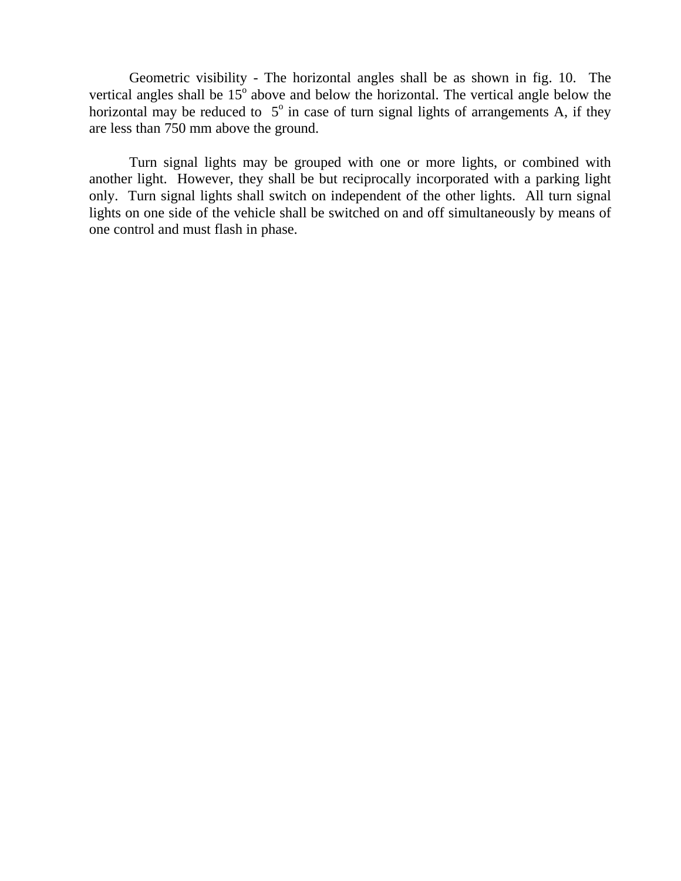Geometric visibility - The horizontal angles shall be as shown in fig. 10. The vertical angles shall be $15^{o}$ above and below the horizontal. The vertical angle below the horizontal may be reduced to $5^{o}$ in case of turn signal lights of arrangements A, if they are less than 750 mm above the ground.

Turn signal lights may be grouped with one or more lights, or combined with another light. However, they shall be but reciprocally incorporated with a parking light only. Turn signal lights shall switch on independent of the other lights. All turn signal lights on one side of the vehicle shall be switched on and off simultaneously by means of one control and must flash in phase.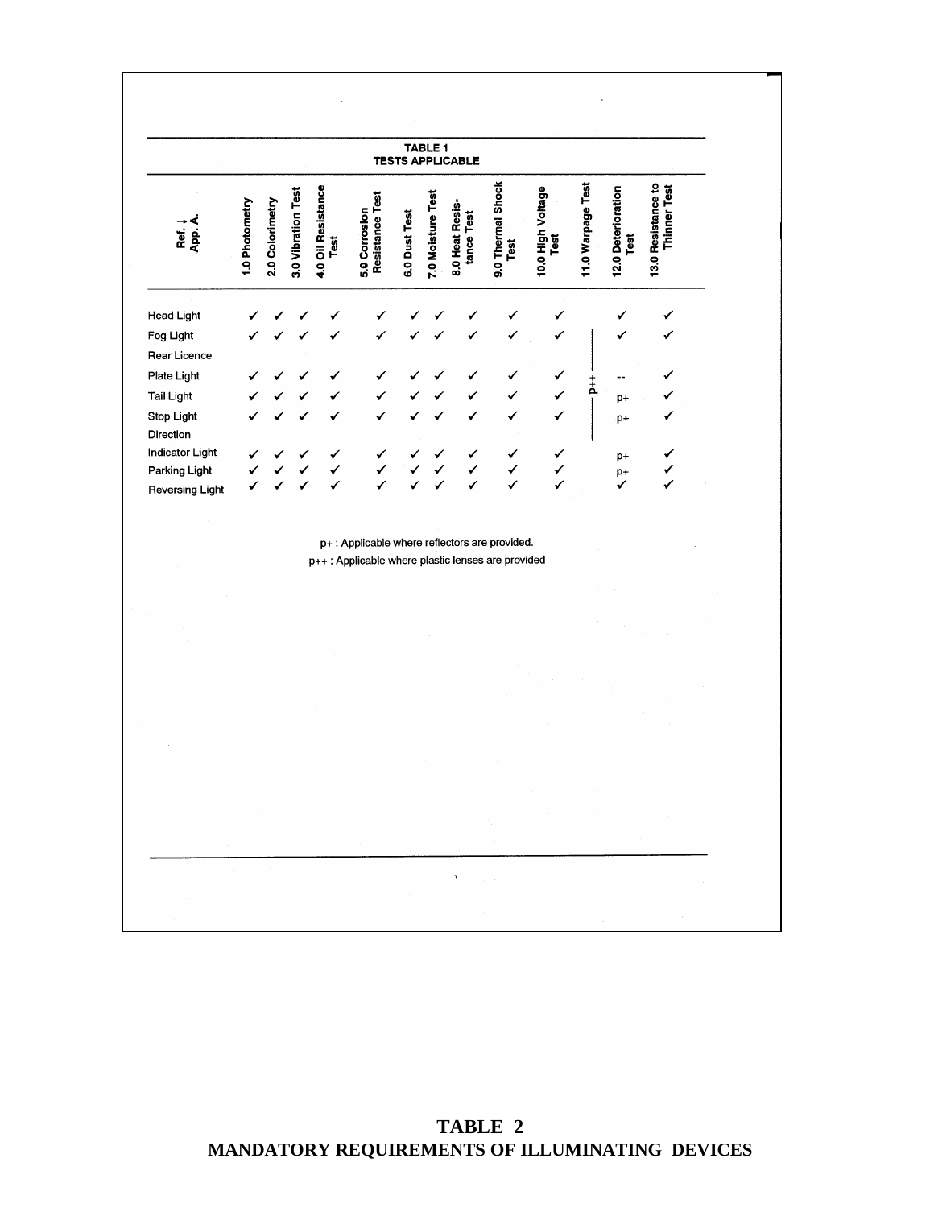**TABLE 1**
**TESTS APPLICABLE**

| Ref. ↓ App. A. | 1.0 Photometry | 2.0 Colorimetry | 3.0 Vibration Test | 4.0 Oil Resistance Test | 5.0 Corrosion Resistance Test | 6.0 Dust Test | 7.0 Moisture Test | 8.0 Heat Resistance Test | 9.0 Thermal Shock Test | 10.0 High Voltage Test | 11.0 Warpage Test | 12.0 Deterioration Test | 13.0 Resistance to Thinner Test |
|---|---|---|---|---|---|---|---|---|---|---|---|---|---|
| Head Light | ✓ | ✓ | ✓ | ✓ | ✓ | ✓ | ✓ | ✓ | ✓ | ✓ | | ✓ | ✓ |
| Fog Light | ✓ | ✓ | ✓ | ✓ | ✓ | ✓ | ✓ | ✓ | ✓ | ✓ | p++ | ✓ | ✓ |
| Rear Licence Plate Light | ✓ | ✓ | ✓ | ✓ | ✓ | ✓ | ✓ | ✓ | ✓ | ✓ | p++ | -- | ✓ |
| Tail Light | ✓ | ✓ | ✓ | ✓ | ✓ | ✓ | ✓ | ✓ | ✓ | ✓ | p++ | p+ | ✓ |
| Stop Light | ✓ | ✓ | ✓ | ✓ | ✓ | ✓ | ✓ | ✓ | ✓ | ✓ | p++ | p+ | ✓ |
| Direction Indicator Light | ✓ | ✓ | ✓ | ✓ | ✓ | ✓ | ✓ | ✓ | ✓ | ✓ | | p+ | ✓ |
| Parking Light | ✓ | ✓ | ✓ | ✓ | ✓ | ✓ | ✓ | ✓ | ✓ | ✓ | | p+ | ✓ |
| Reversing Light | ✓ | ✓ | ✓ | ✓ | ✓ | ✓ | ✓ | ✓ | ✓ | ✓ | | ✓ | ✓ |

p+ : Applicable where reflectors are provided.
p++ : Applicable where plastic lenses are provided

**TABLE 2**
**MANDATORY REQUIREMENTS OF ILLUMINATING DEVICES**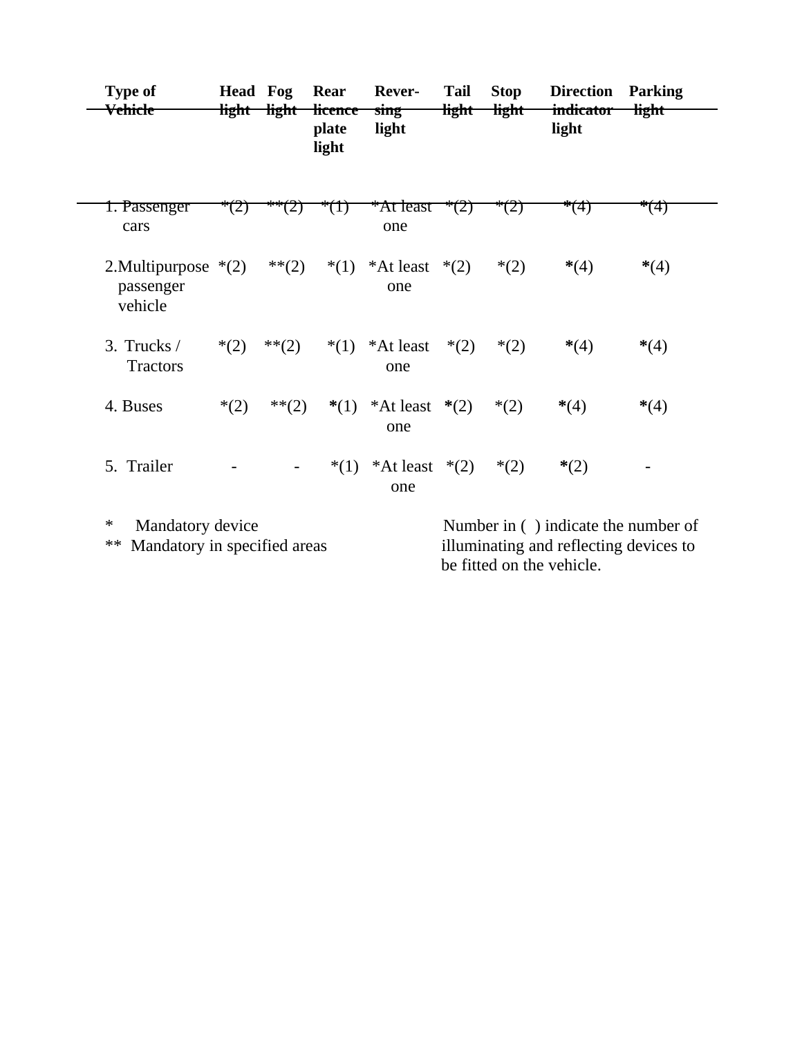| Type of Vehicle | Head light | Fog light | Rear licence plate light | Rever-sing light | Tail light | Stop light | Direction indicator light | Parking light |
|---|---|---|---|---|---|---|---|---|
| 1. Passenger cars | *(2) | **(2) | *(1) | *At least one | *(2) | *(2) | *(4) | *(4) |
| 2. Multipurpose passenger vehicle | *(2) | **(2) | *(1) | *At least one | *(2) | *(2) | *(4) | *(4) |
| 3. Trucks / Tractors | *(2) | **(2) | *(1) | *At least one | *(2) | *(2) | *(4) | *(4) |
| 4. Buses | *(2) | **(2) | *(1) | *At least one | *(2) | *(2) | *(4) | *(4) |
| 5. Trailer | - | - | *(1) | *At least one | *(2) | *(2) | *(2) | - |

\* Mandatory device

** Mandatory in specified areas

Number in ( ) indicate the number of illuminating and reflecting devices to be fitted on the vehicle.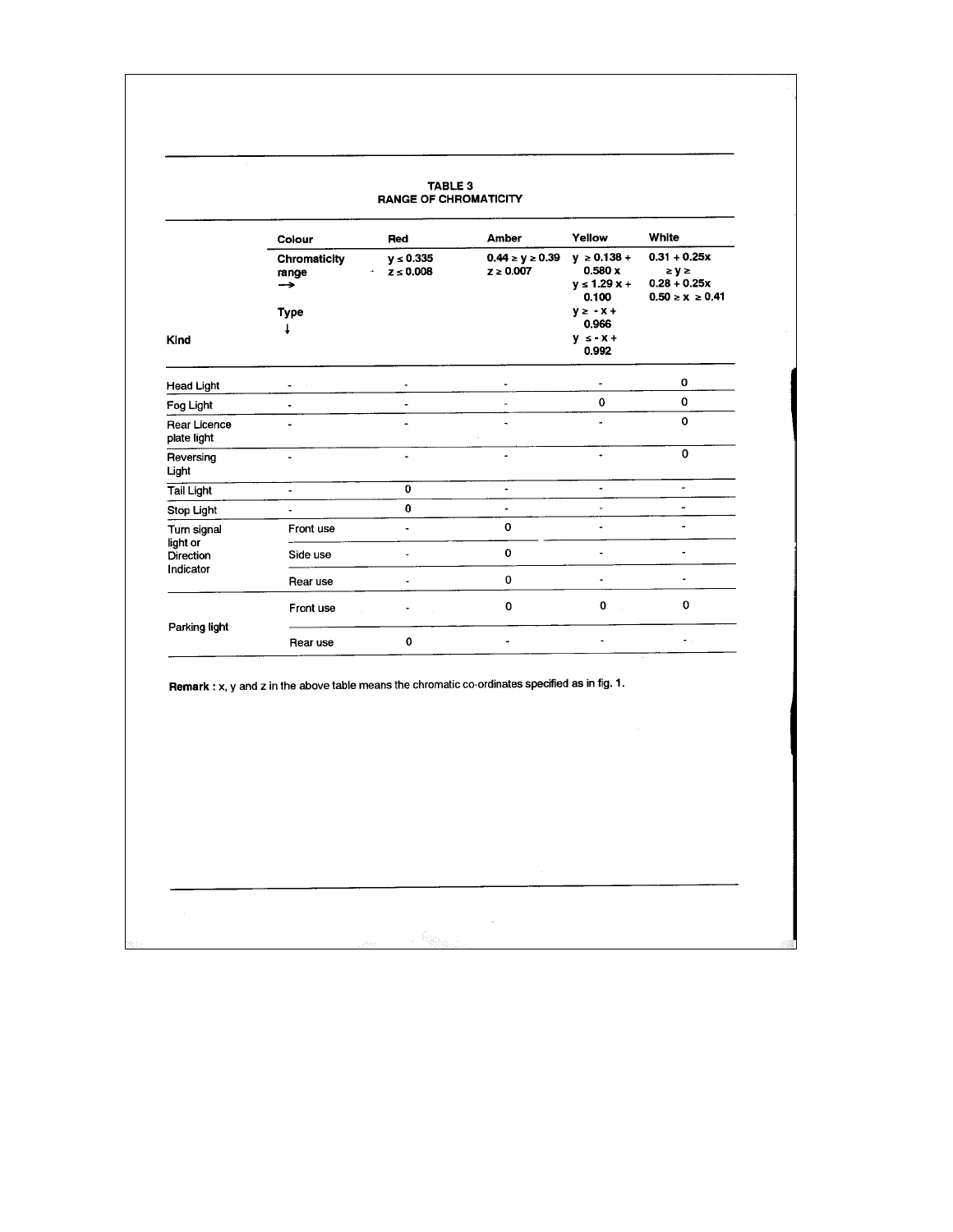### TABLE 3
### RANGE OF CHROMATICITY

| Kind | Colour / Chromaticity range → / Type ↓ | Red | Amber | Yellow | White |
|---|---|---|---|---|---|
| | Chromaticity range | $y \leq 0.335$ $z \leq 0.008$ | $0.44 \geq y \geq 0.39$ $z \geq 0.007$ | $y \geq 0.138 + 0.580x$ $y \leq 1.29x + 0.100$ $y \geq -x + 0.966$ $y \leq -x + 0.992$ | $0.31 + 0.25x \geq y \geq 0.28 + 0.25x$ $0.50 \geq x \geq 0.41$ |
| Head Light | - | - | - | - | 0 |
| Fog Light | - | - | - | 0 | 0 |
| Rear Licence plate light | - | - | - | - | 0 |
| Reversing Light | - | - | - | - | 0 |
| Tail Light | - | 0 | - | - | - |
| Stop Light | - | 0 | - | - | - |
| Turn signal light or Direction Indicator | Front use | - | 0 | - | - |
| | Side use | - | 0 | - | - |
| | Rear use | - | 0 | - | - |
| Parking light | Front use | - | 0 | 0 | 0 |
| | Rear use | 0 | - | - | - |

**Remark :** x, y and z in the above table means the chromatic co-ordinates specified as in fig. 1.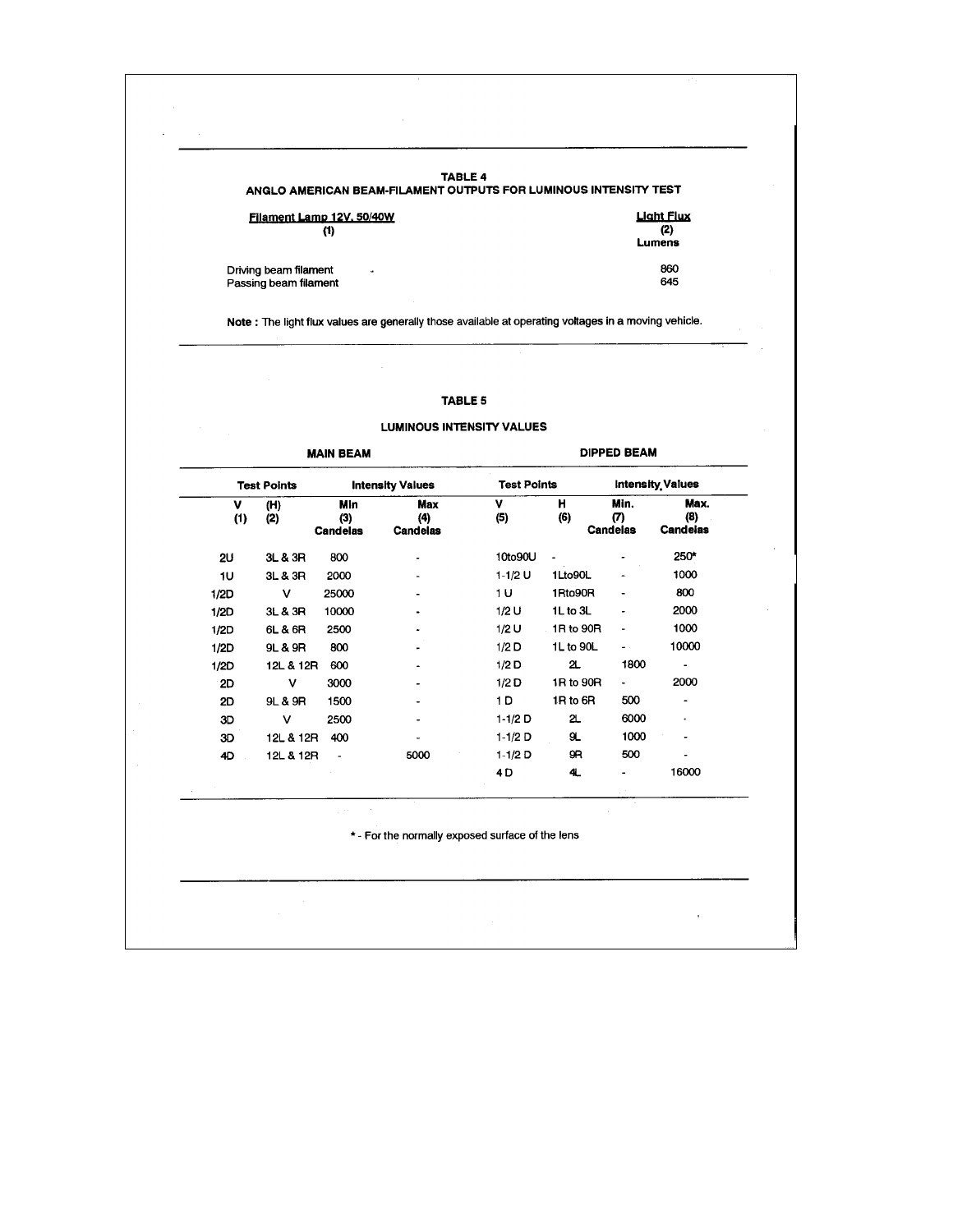## TABLE 4

## ANGLO AMERICAN BEAM-FILAMENT OUTPUTS FOR LUMINOUS INTENSITY TEST

| Filament Lamp 12V, 50/40W (1) | Light Flux (2) Lumens |
|---|---|
| Driving beam filament | 860 |
| Passing beam filament | 645 |

**Note :** The light flux values are generally those available at operating voltages in a moving vehicle.

## TABLE 5

## LUMINOUS INTENSITY VALUES

| MAIN BEAM | | | | DIPPED BEAM | | | |
|---|---|---|---|---|---|---|---|
| Test Points | | Intensity Values | | Test Points | | Intensity Values | |
| V (1) | (H) (2) | Min (3) Candelas | Max (4) Candelas | V (5) | H (6) | Min. (7) Candelas | Max. (8) Candelas |
| 2U | 3L & 3R | 800 | - | 10to90U | - | - | 250* |
| 1U | 3L & 3R | 2000 | - | 1-1/2 U | 1Lto90L | - | 1000 |
| 1/2D | V | 25000 | - | 1 U | 1Rto90R | - | 800 |
| 1/2D | 3L & 3R | 10000 | - | 1/2 U | 1L to 3L | - | 2000 |
| 1/2D | 6L & 6R | 2500 | - | 1/2 U | 1R to 90R | - | 1000 |
| 1/2D | 9L & 9R | 800 | - | 1/2 D | 1L to 90L | - | 10000 |
| 1/2D | 12L & 12R | 600 | - | 1/2 D | 2L | 1800 | - |
| 2D | V | 3000 | - | 1/2 D | 1R to 90R | - | 2000 |
| 2D | 9L & 9R | 1500 | - | 1 D | 1R to 6R | 500 | - |
| 3D | V | 2500 | - | 1-1/2 D | 2L | 6000 | - |
| 3D | 12L & 12R | 400 | - | 1-1/2 D | 9L | 1000 | - |
| 4D | 12L & 12R | - | 5000 | 1-1/2 D | 9R | 500 | - |
| | | | | 4 D | 4L | - | 16000 |

* - For the normally exposed surface of the lens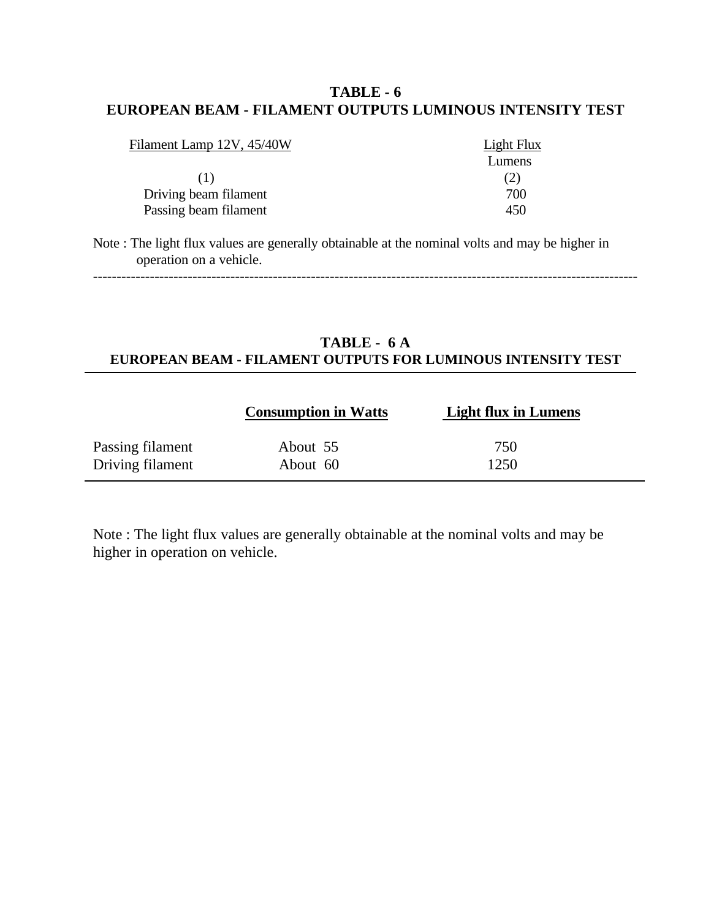**TABLE - 6**
**EUROPEAN BEAM - FILAMENT OUTPUTS LUMINOUS INTENSITY TEST**

| Filament Lamp 12V, 45/40W | Light Flux Lumens |
|---|---|
| (1) | (2) |
| Driving beam filament | 700 |
| Passing beam filament | 450 |

Note : The light flux values are generally obtainable at the nominal volts and may be higher in operation on a vehicle.

---

**TABLE - 6 A**
**EUROPEAN BEAM - FILAMENT OUTPUTS FOR LUMINOUS INTENSITY TEST**

| | **Consumption in Watts** | **Light flux in Lumens** |
|---|---|---|
| Passing filament | About 55 | 750 |
| Driving filament | About 60 | 1250 |

Note : The light flux values are generally obtainable at the nominal volts and may be higher in operation on vehicle.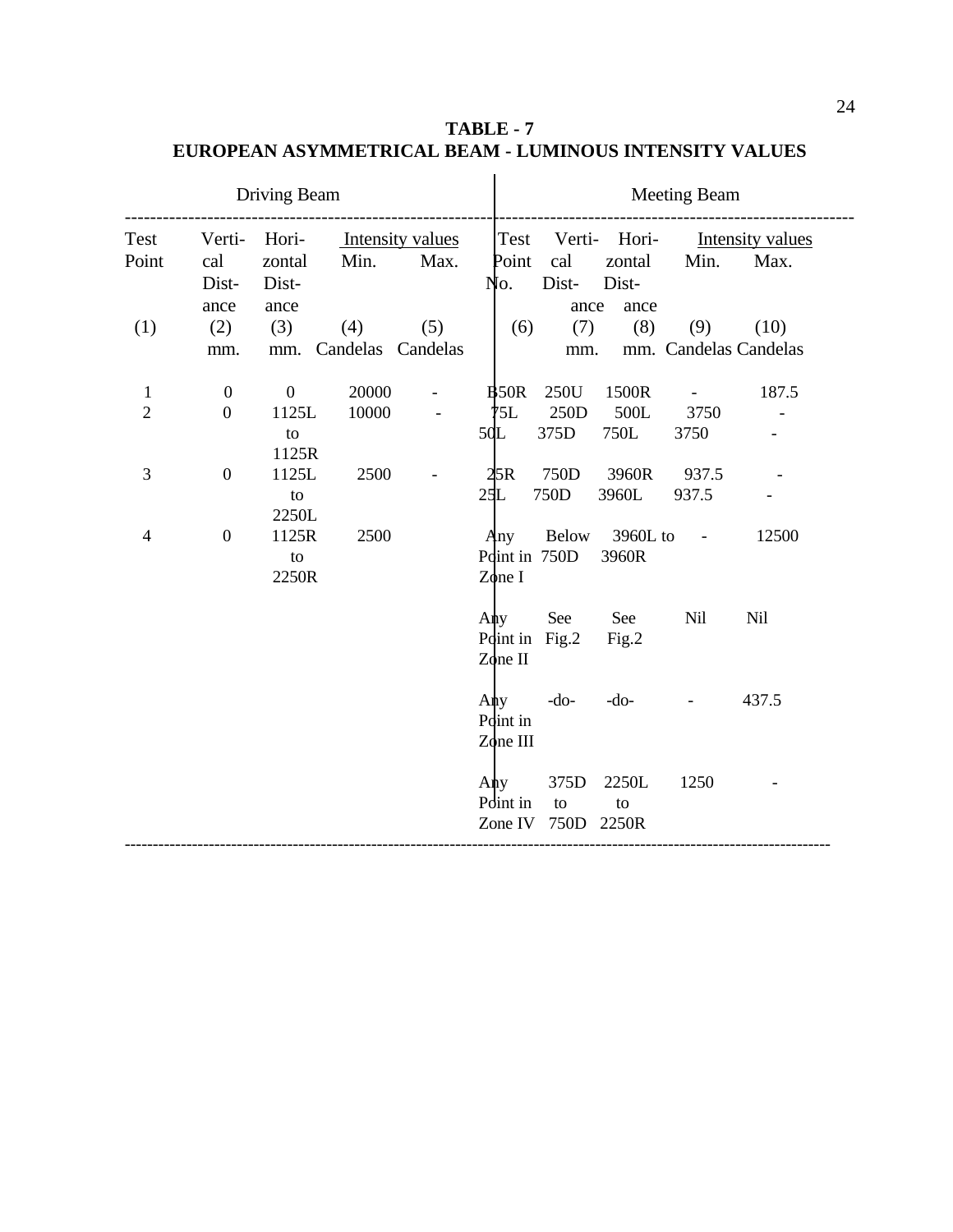**TABLE - 7**

**EUROPEAN ASYMMETRICAL BEAM - LUMINOUS INTENSITY VALUES**

| Driving Beam | | | | | Meeting Beam | | | | |
|---|---|---|---|---|---|---|---|---|---|
| Test Point | Vertical Distance | Horizontal Distance | Intensity values Min. | Intensity values Max. | Test Point No. | Vertical Distance | Horizontal Distance | Intensity values Min. | Intensity values Max. |
| (1) | (2) mm. | (3) mm. | (4) Candelas | (5) Candelas | (6) | (7) mm. | (8) mm. | (9) Candelas | (10) Candelas |
| 1 | 0 | 0 | 20000 | - | B50R | 250U | 1500R | - | 187.5 |
| 2 | 0 | 1125L to 1125R | 10000 | - | 75L | 250D | 500L | 3750 | - |
| | | | | | 50L | 375D | 750L | 3750 | - |
| 3 | 0 | 1125L to 2250L | 2500 | - | 25R | 750D | 3960R | 937.5 | - |
| | | | | | 25L | 750D | 3960L | 937.5 | - |
| 4 | 0 | 1125R to 2250R | 2500 | | Any Point in Zone I | Below 750D | 3960L to 3960R | - | 12500 |
| | | | | | Any Point in Zone II | See Fig.2 | See Fig.2 | Nil | Nil |
| | | | | | Any Point in Zone III | -do- | -do- | - | 437.5 |
| | | | | | Any Point in Zone IV | 375D to 750D | 2250L to 2250R | 1250 | - |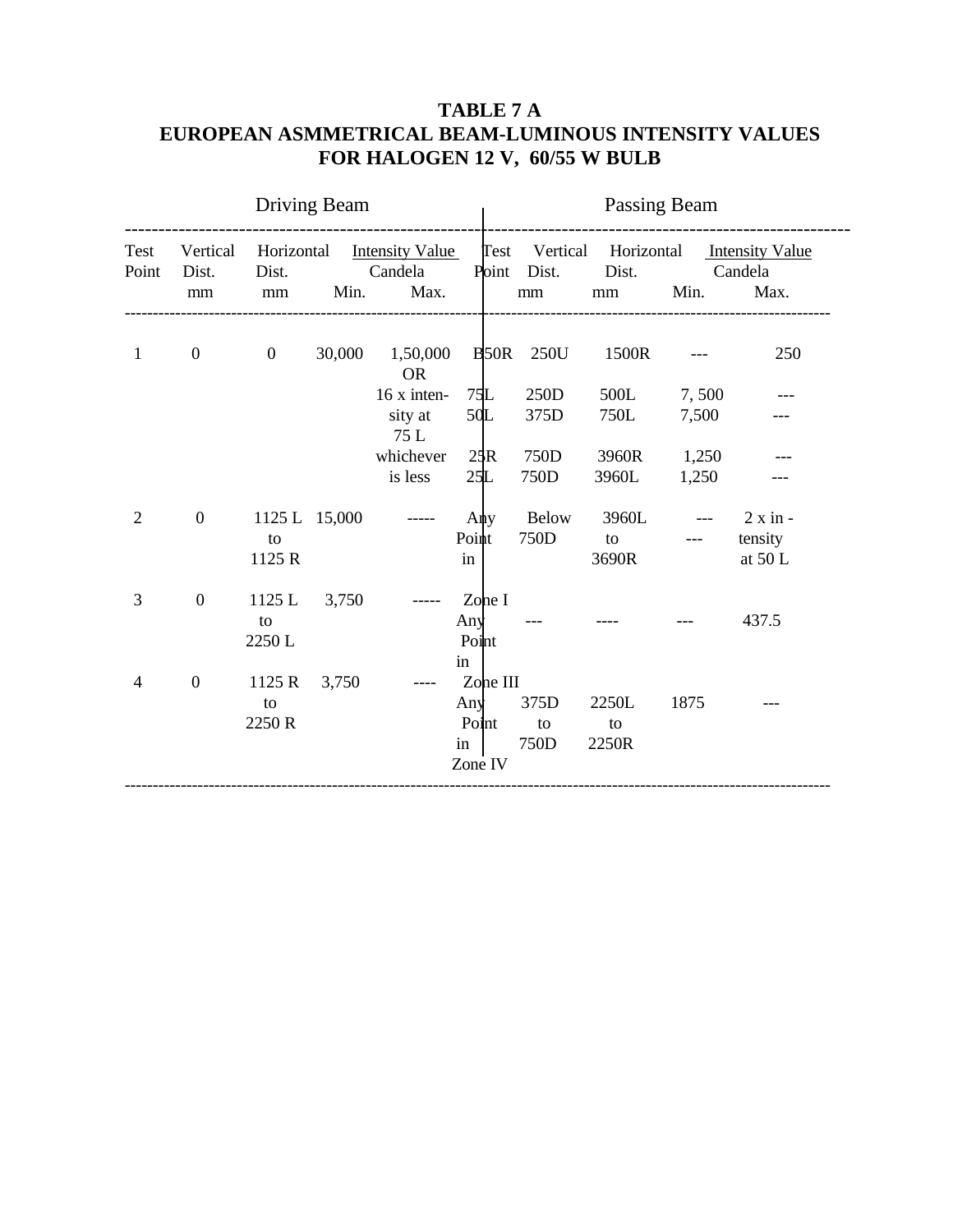**TABLE 7 A**
**EUROPEAN ASMMETRICAL BEAM-LUMINOUS INTENSITY VALUES FOR HALOGEN 12 V, 60/55 W BULB**

| Driving Beam | | | | | Passing Beam | | | | |
|---|---|---|---|---|---|---|---|---|---|
| Test Point | Vertical Dist. mm | Horizontal Dist. mm | Intensity Value Candela Min. | Intensity Value Candela Max. | Test Point | Vertical Dist. mm | Horizontal Dist. mm | Intensity Value Candela Min. | Intensity Value Candela Max. |
| 1 | 0 | 0 | 30,000 | 1,50,000 OR 16 x intensity at 75 L whichever is less | B50R | 250U | 1500R | --- | 250 |
| | | | | | 75L | 250D | 500L | 7, 500 | --- |
| | | | | | 50L | 375D | 750L | 7,500 | --- |
| | | | | | 25R | 750D | 3960R | 1,250 | --- |
| | | | | | 25L | 750D | 3960L | 1,250 | --- |
| 2 | 0 | 1125 L to 1125 R | 15,000 | ----- | Any Point in Zone I | Below 750D | 3960L to 3690R | --- --- | 2 x intensity at 50 L |
| 3 | 0 | 1125 L to 2250 L | 3,750 | ----- | Any Point in Zone III | --- | ---- | --- | 437.5 |
| 4 | 0 | 1125 R to 2250 R | 3,750 | ---- | Any Point in Zone IV | 375D to 750D | 2250L to 2250R | 1875 | --- |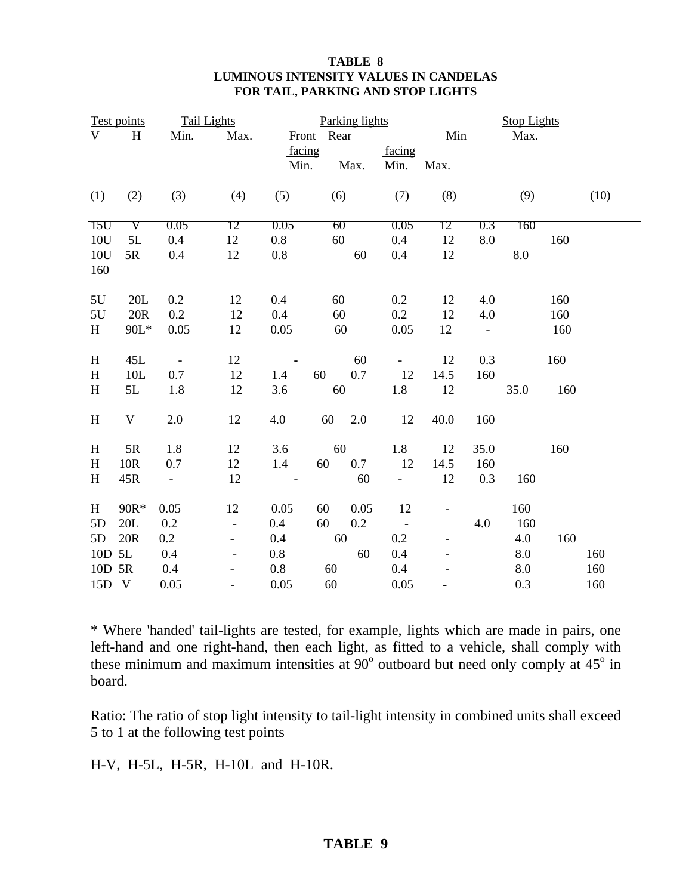**TABLE 8**
**LUMINOUS INTENSITY VALUES IN CANDELAS**
**FOR TAIL, PARKING AND STOP LIGHTS**

| Test points | | Tail Lights | | Parking lights | | | | Stop Lights | |
|---|---|---|---|---|---|---|---|---|---|
| | | | | Front facing | | Rear facing | | | |
| V | H | Min. | Max. | Min. | Max. | Min. | Max. | Min | Max. |
| (1) | (2) | (3) | (4) | (5) | (6) | (7) | (8) | (9) | (10) |
| 15U | V | 0.05 | 12 | 0.05 | 60 | 0.05 | 12 | 0.3 | 160 |
| 10U | 5L | 0.4 | 12 | 0.8 | 60 | 0.4 | 12 | 8.0 | 160 |
| 10U | 5R | 0.4 | 12 | 0.8 | 60 | 0.4 | 12 | 8.0 | 160 |
| 5U | 20L | 0.2 | 12 | 0.4 | 60 | 0.2 | 12 | 4.0 | 160 |
| 5U | 20R | 0.2 | 12 | 0.4 | 60 | 0.2 | 12 | 4.0 | 160 |
| H | 90L* | 0.05 | 12 | 0.05 | 60 | 0.05 | 12 | - | 160 |
| H | 45L | - | 12 | - | 60 | - | 12 | 0.3 | 160 |
| H | 10L | 0.7 | 12 | 1.4 | 60 | 0.7 | 12 | 14.5 | 160 |
| H | 5L | 1.8 | 12 | 3.6 | 60 | 1.8 | 12 | 35.0 | 160 |
| H | V | 2.0 | 12 | 4.0 | 60 | 2.0 | 12 | 40.0 | 160 |
| H | 5R | 1.8 | 12 | 3.6 | 60 | 1.8 | 12 | 35.0 | 160 |
| H | 10R | 0.7 | 12 | 1.4 | 60 | 0.7 | 12 | 14.5 | 160 |
| H | 45R | - | 12 | - | 60 | - | 12 | 0.3 | 160 |
| H | 90R* | 0.05 | 12 | 0.05 | 60 | 0.05 | 12 | - | 160 |
| 5D | 20L | 0.2 | - | 0.4 | 60 | 0.2 | - | 4.0 | 160 |
| 5D | 20R | 0.2 | - | 0.4 | 60 | 0.2 | - | 4.0 | 160 |
| 10D | 5L | 0.4 | - | 0.8 | 60 | 0.4 | - | 8.0 | 160 |
| 10D | 5R | 0.4 | - | 0.8 | 60 | 0.4 | - | 8.0 | 160 |
| 15D | V | 0.05 | - | 0.05 | 60 | 0.05 | - | 0.3 | 160 |

\* Where 'handed' tail-lights are tested, for example, lights which are made in pairs, one left-hand and one right-hand, then each light, as fitted to a vehicle, shall comply with these minimum and maximum intensities at 90° outboard but need only comply at 45° in board.

Ratio: The ratio of stop light intensity to tail-light intensity in combined units shall exceed 5 to 1 at the following test points

H-V, H-5L, H-5R, H-10L and H-10R.

**TABLE 9**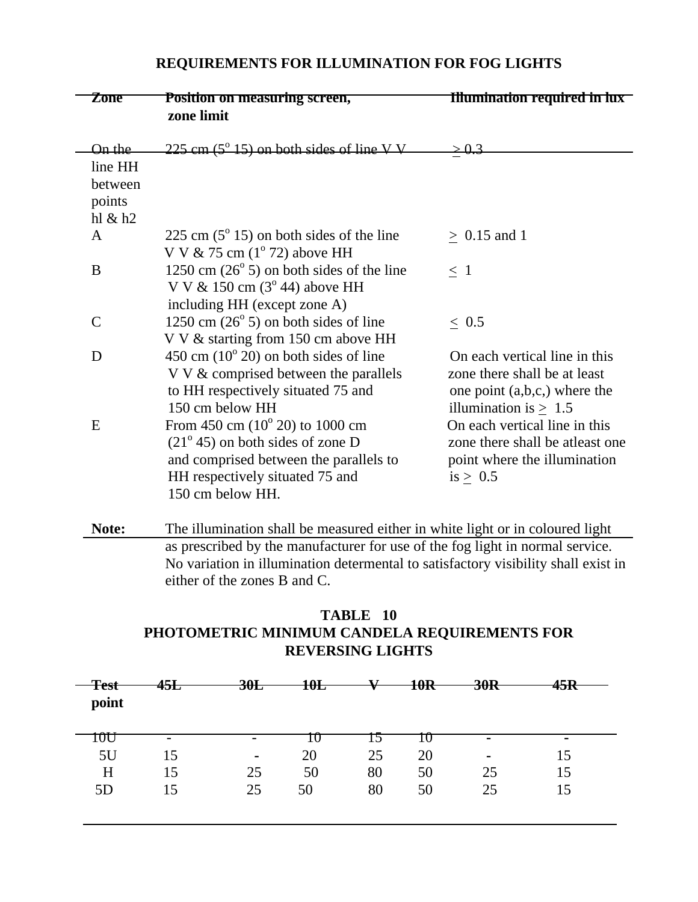## REQUIREMENTS FOR ILLUMINATION FOR FOG LIGHTS

| Zone | Position on measuring screen, zone limit | Illumination required in lux |
|---|---|---|
| On the line HH between points hl & h2 | 225 cm ($5^o$ 15) on both sides of line V V | $\geq$ 0.3 |
| A | 225 cm ($5^o$ 15) on both sides of the line V V & 75 cm ($1^o$ 72) above HH | $\geq$ 0.15 and 1 |
| B | 1250 cm ($26^o$ 5) on both sides of the line V V & 150 cm ($3^o$ 44) above HH including HH (except zone A) | $\leq$ 1 |
| C | 1250 cm ($26^o$ 5) on both sides of line V V & starting from 150 cm above HH | $\leq$ 0.5 |
| D | 450 cm ($10^o$ 20) on both sides of line V V & comprised between the parallels to HH respectively situated 75 and 150 cm below HH | On each vertical line in this zone there shall be at least one point (a,b,c,) where the illumination is $\geq$ 1.5 |
| E | From 450 cm ($10^o$ 20) to 1000 cm ($21^o$ 45) on both sides of zone D and comprised between the parallels to HH respectively situated 75 and 150 cm below HH. | On each vertical line in this zone there shall be atleast one point where the illumination is $\geq$ 0.5 |

**Note:** The illumination shall be measured either in white light or in coloured light as prescribed by the manufacturer for use of the fog light in normal service. No variation in illumination determental to satisfactory visibility shall exist in either of the zones B and C.

## TABLE 10
## PHOTOMETRIC MINIMUM CANDELA REQUIREMENTS FOR REVERSING LIGHTS

| Test point | 45L | 30L | 10L | V | 10R | 30R | 45R |
|---|---|---|---|---|---|---|---|
| 10U | - | - | 10 | 15 | 10 | - | - |
| 5U | 15 | - | 20 | 25 | 20 | - | 15 |
| H | 15 | 25 | 50 | 80 | 50 | 25 | 15 |
| 5D | 15 | 25 | 50 | 80 | 50 | 25 | 15 |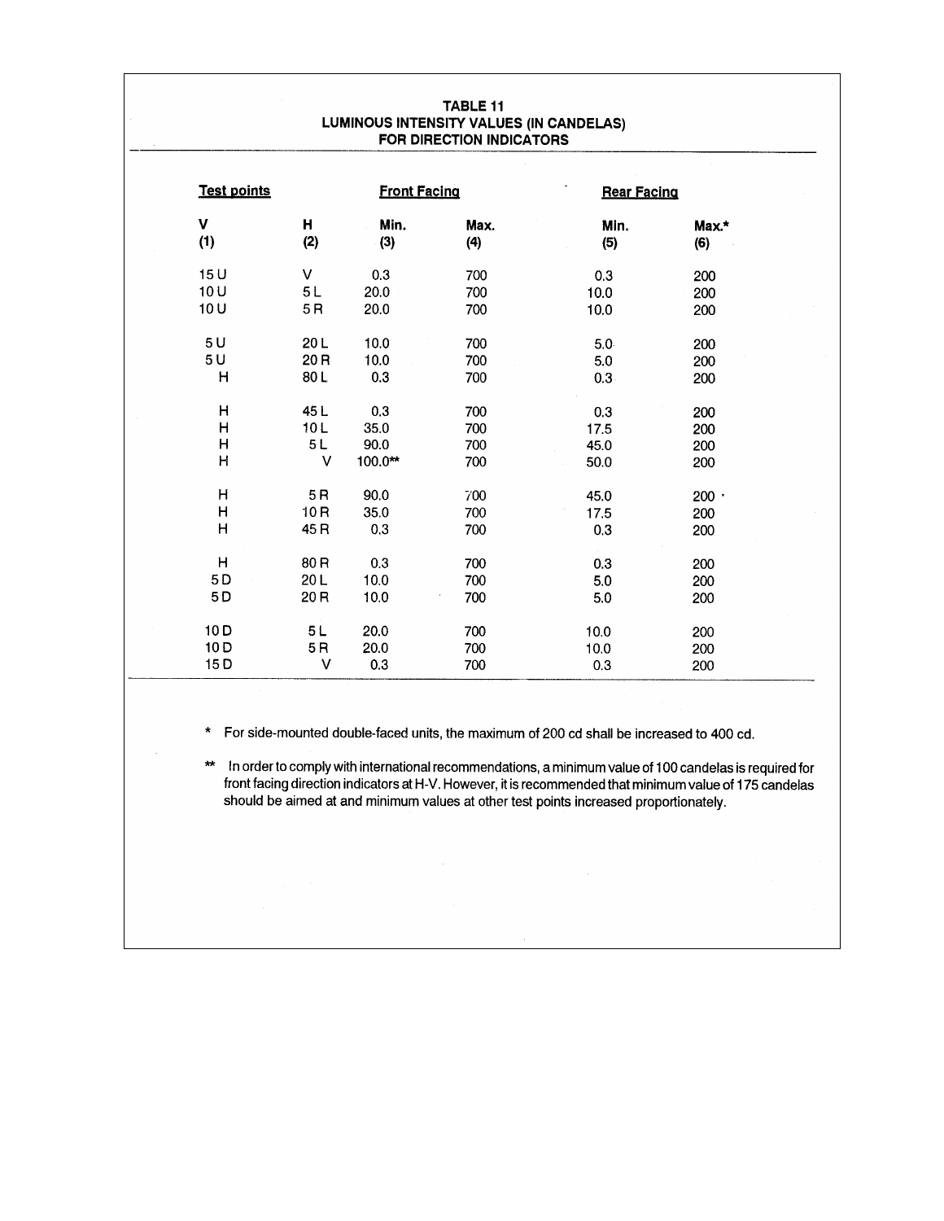## TABLE 11
## LUMINOUS INTENSITY VALUES (IN CANDELAS) FOR DIRECTION INDICATORS

| Test points | | Front Facing | | Rear Facing | |
|---|---|---|---|---|---|
| V | H | Min. | Max. | Min. | Max.* |
| (1) | (2) | (3) | (4) | (5) | (6) |
| 15 U | V | 0.3 | 700 | 0.3 | 200 |
| 10 U | 5 L | 20.0 | 700 | 10.0 | 200 |
| 10 U | 5 R | 20.0 | 700 | 10.0 | 200 |
| 5 U | 20 L | 10.0 | 700 | 5.0 | 200 |
| 5 U | 20 R | 10.0 | 700 | 5.0 | 200 |
| H | 80 L | 0.3 | 700 | 0.3 | 200 |
| H | 45 L | 0.3 | 700 | 0.3 | 200 |
| H | 10 L | 35.0 | 700 | 17.5 | 200 |
| H | 5 L | 90.0 | 700 | 45.0 | 200 |
| H | V | 100.0** | 700 | 50.0 | 200 |
| H | 5 R | 90.0 | 700 | 45.0 | 200 |
| H | 10 R | 35.0 | 700 | 17.5 | 200 |
| H | 45 R | 0.3 | 700 | 0.3 | 200 |
| H | 80 R | 0.3 | 700 | 0.3 | 200 |
| 5 D | 20 L | 10.0 | 700 | 5.0 | 200 |
| 5 D | 20 R | 10.0 | 700 | 5.0 | 200 |
| 10 D | 5 L | 20.0 | 700 | 10.0 | 200 |
| 10 D | 5 R | 20.0 | 700 | 10.0 | 200 |
| 15 D | V | 0.3 | 700 | 0.3 | 200 |

\* For side-mounted double-faced units, the maximum of 200 cd shall be increased to 400 cd.

\*\* In order to comply with international recommendations, a minimum value of 100 candelas is required for front facing direction indicators at H-V. However, it is recommended that minimum value of 175 candelas should be aimed at and minimum values at other test points increased proportionately.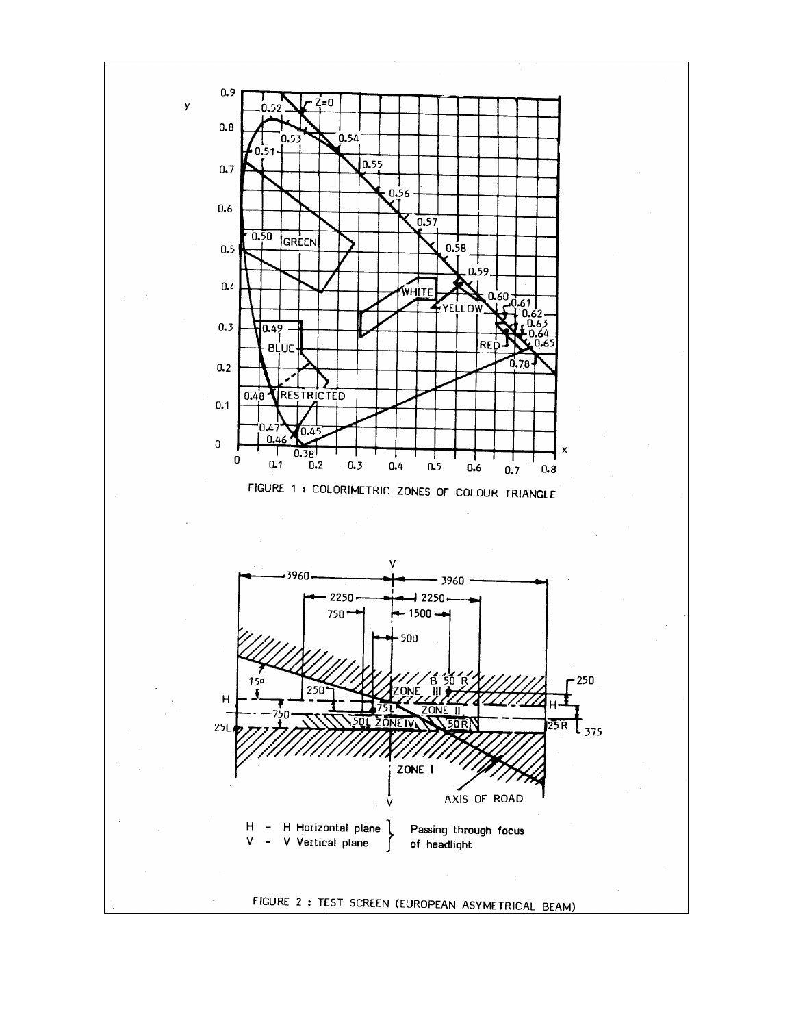FIGURE 1 : COLORIMETRIC ZONES OF COLOUR TRIANGLE

H - H Horizontal plane
V - V Vertical plane
Passing through focus of headlight

FIGURE 2 : TEST SCREEN (EUROPEAN ASYMETRICAL BEAM)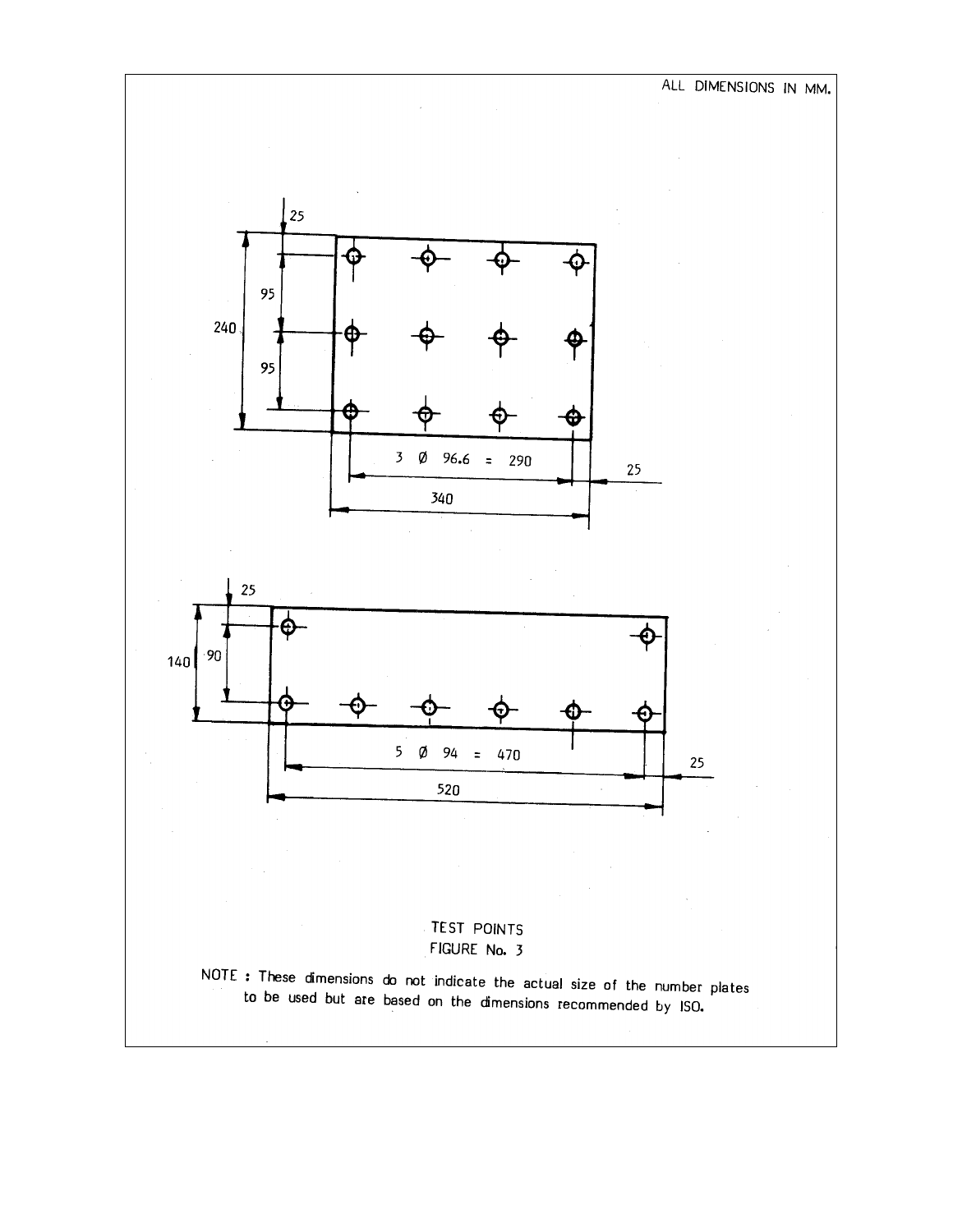ALL DIMENSIONS IN MM.

25

95

240

95

3 Ø 96.6 = 290

25

340

25

140 90

5 Ø 94 = 470

25

520

TEST POINTS
FIGURE No. 3

NOTE : These dimensions do not indicate the actual size of the number plates to be used but are based on the dimensions recommended by ISO.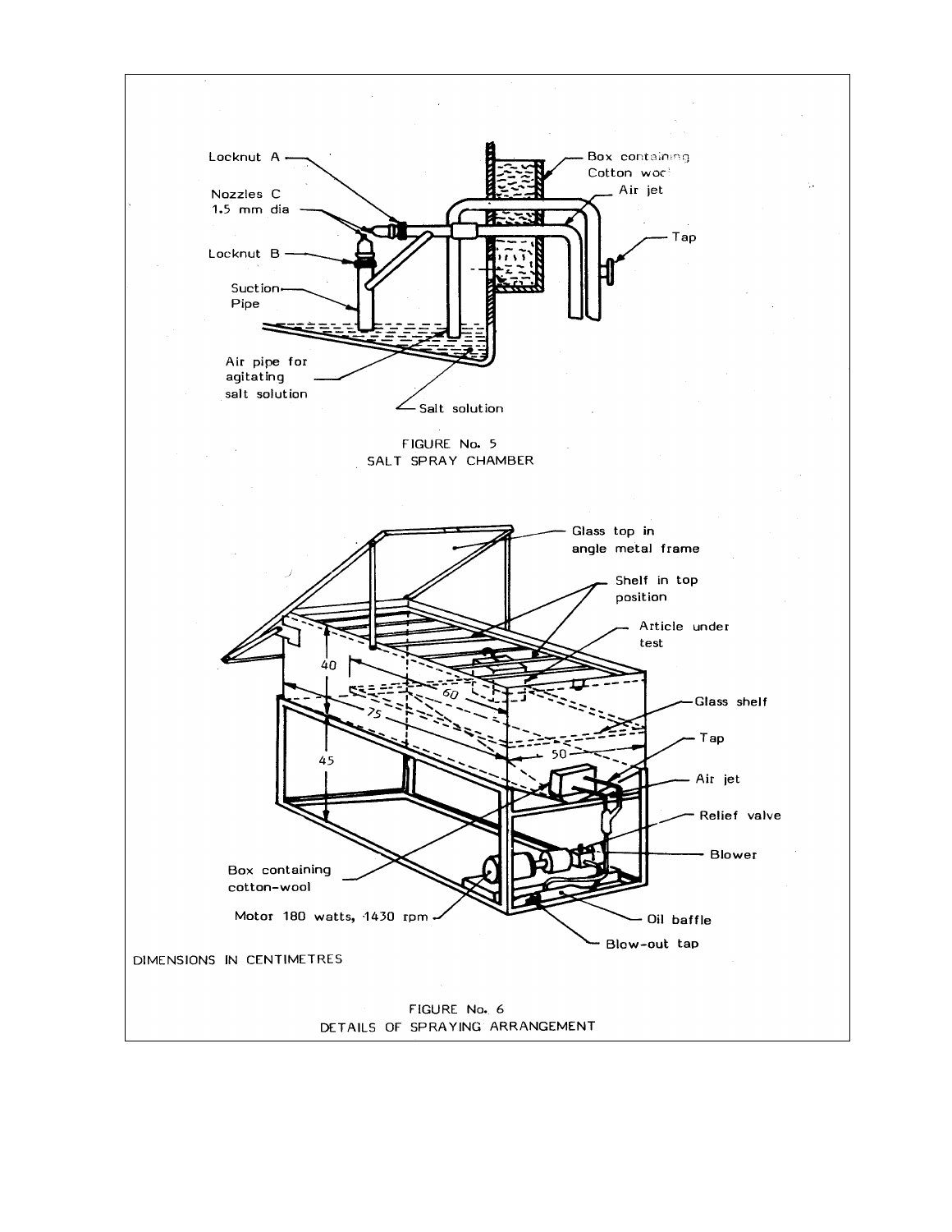FIGURE No. 5
SALT SPRAY CHAMBER

DIMENSIONS IN CENTIMETRES

FIGURE No. 6
DETAILS OF SPRAYING ARRANGEMENT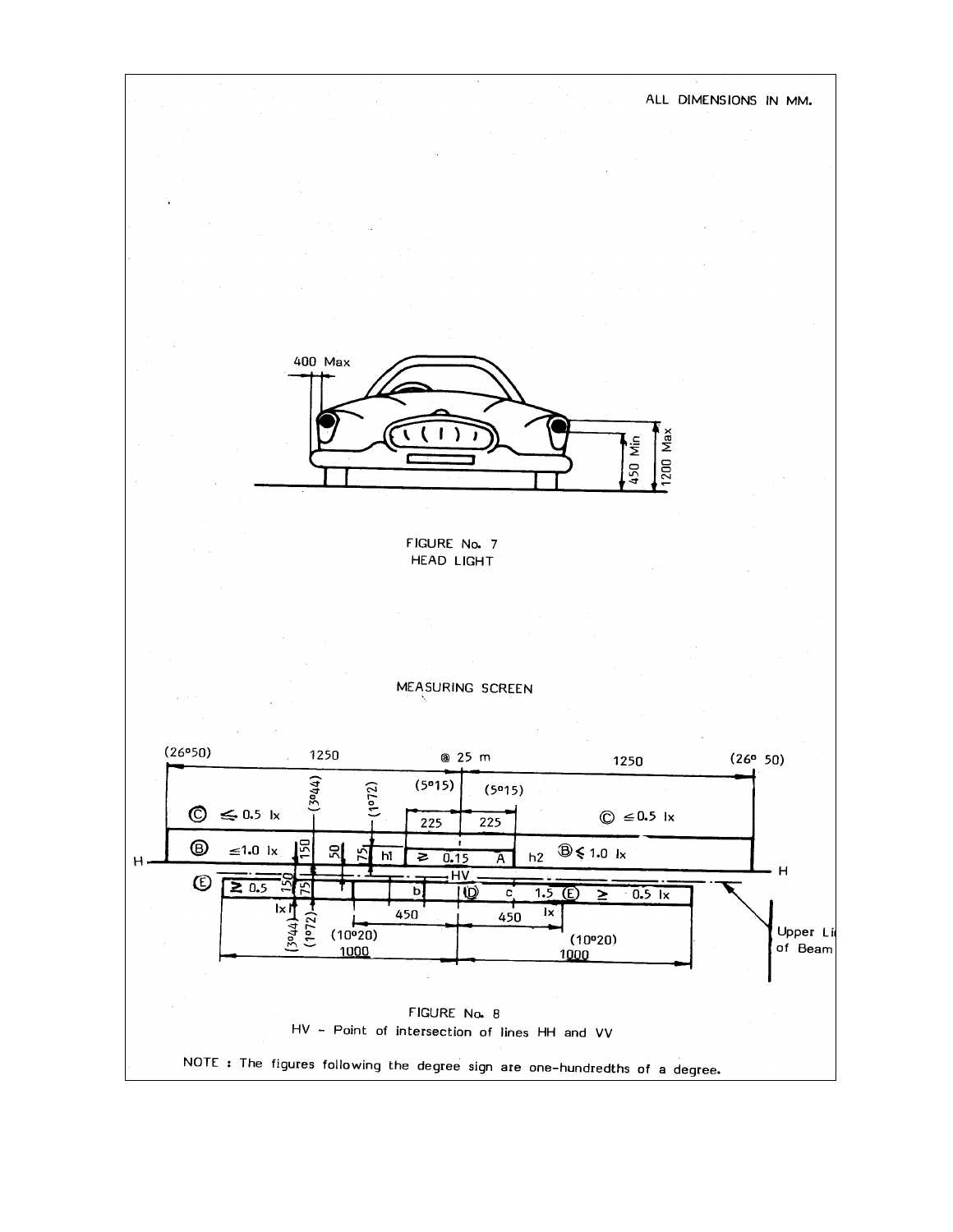ALL DIMENSIONS IN MM.

400 Max

450 Min

1200 Max

FIGURE No. 7
HEAD LIGHT

MEASURING SCREEN

(26°50) 1250 @ 25 m 1250 (26° 50)

(3°44) (1°72) (5°15) (5°15)

Ⓒ ≤ 0.5 lx 225 225 Ⓒ ≤ 0.5 lx

H Ⓑ ≤ 1.0 lx 150 50 75 h1 ≥ 0.15 A h2 Ⓑ ≤ 1.0 lx H

HV

Ⓔ ≥ 0.5 150 75 b Ⓓ c 1.5 Ⓔ ≥ 0.5 lx

lx 450 450 lx

(3°44) (1°72) (10°20) (10°20)

1000 1000

Upper Limit of Beam

FIGURE No. 8
HV - Point of intersection of lines HH and VV

NOTE : The figures following the degree sign are one-hundredths of a degree.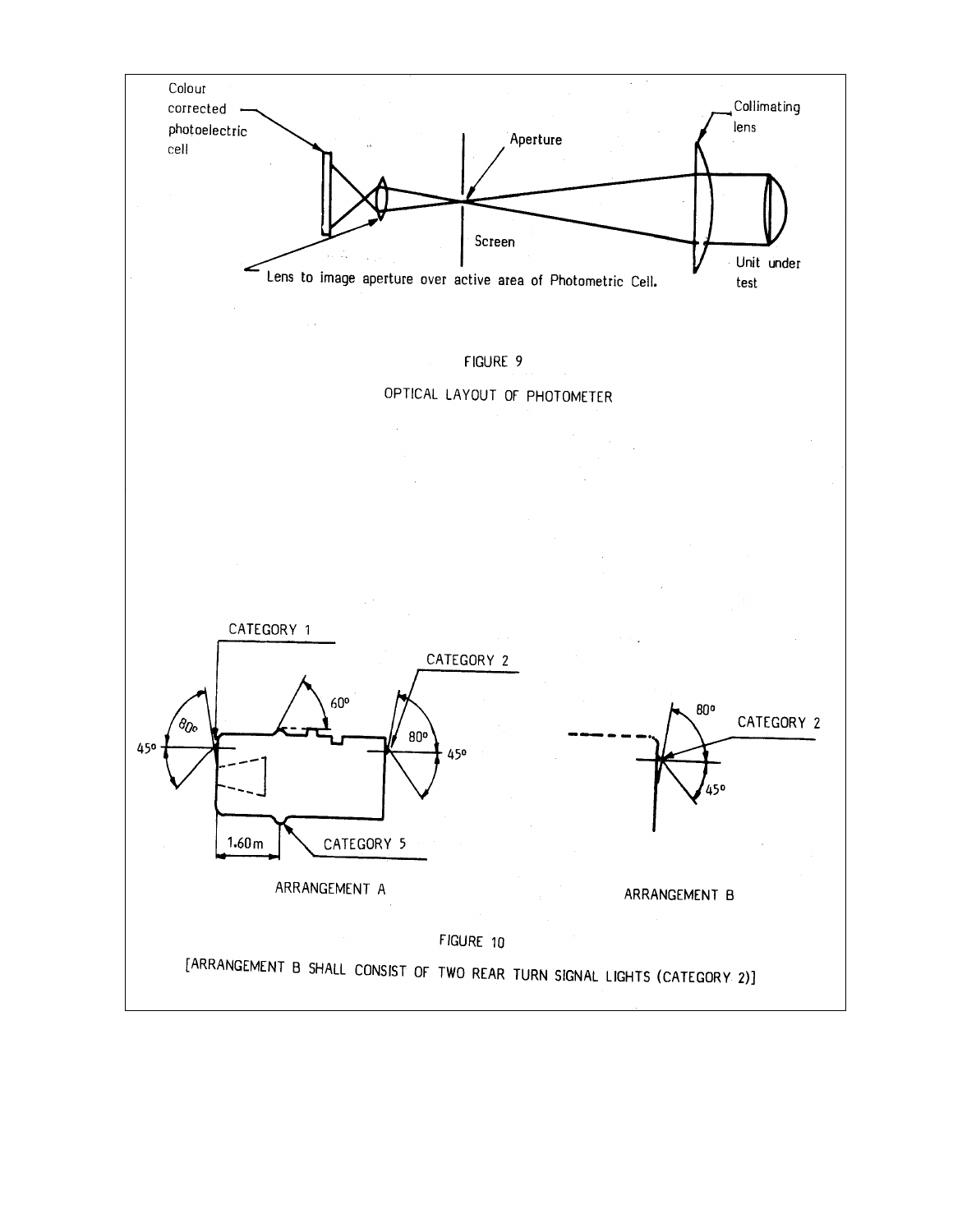Colour corrected photoelectric cell

Aperture

Collimating lens

Screen

Lens to image aperture over active area of Photometric Cell.

Unit under test

FIGURE 9

OPTICAL LAYOUT OF PHOTOMETER

CATEGORY 1

CATEGORY 2

60°

80°

45°

80°

45°

1.60m

CATEGORY 5

ARRANGEMENT A

80°

CATEGORY 2

45°

ARRANGEMENT B

FIGURE 10

[ARRANGEMENT B SHALL CONSIST OF TWO REAR TURN SIGNAL LIGHTS (CATEGORY 2)]